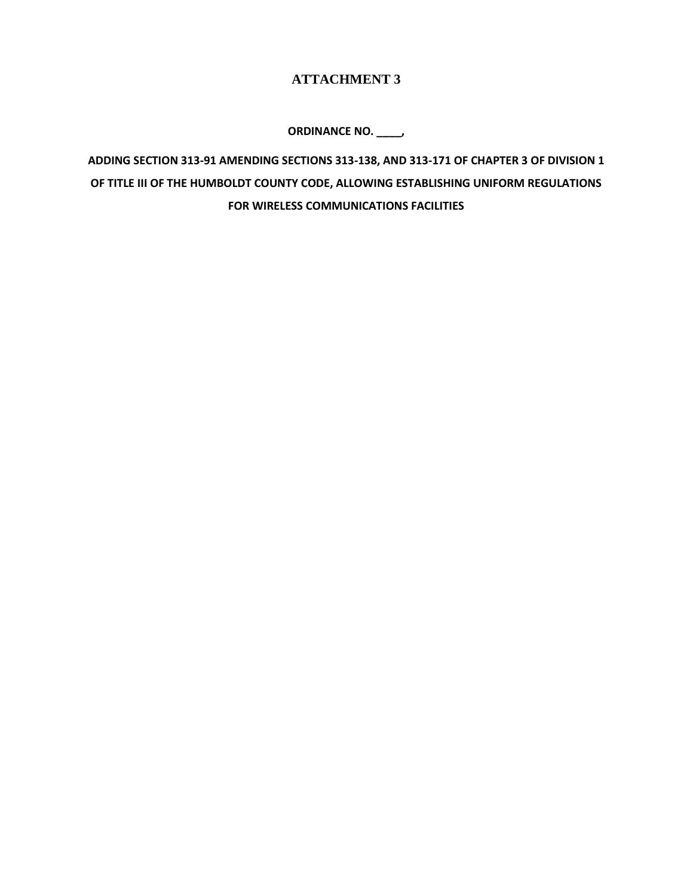# ATTACHMENT 3

**ORDINANCE NO. \_\_\_\_,**

**ADDING SECTION 313-91 AMENDING SECTIONS 313-138, AND 313-171 OF CHAPTER 3 OF DIVISION 1 OF TITLE III OF THE HUMBOLDT COUNTY CODE, ALLOWING ESTABLISHING UNIFORM REGULATIONS FOR WIRELESS COMMUNICATIONS FACILITIES**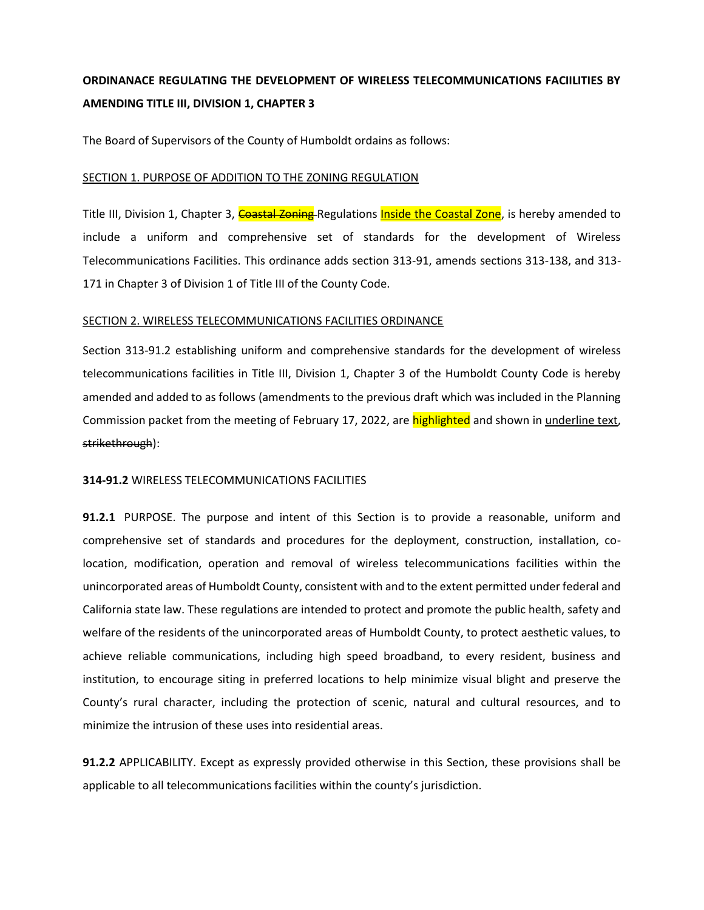**ORDINANACE REGULATING THE DEVELOPMENT OF WIRELESS TELECOMMUNICATIONS FACIILITIES BY AMENDING TITLE III, DIVISION 1, CHAPTER 3**

The Board of Supervisors of the County of Humboldt ordains as follows:

SECTION 1. PURPOSE OF ADDITION TO THE ZONING REGULATION

Title III, Division 1, Chapter 3, ~~Coastal Zoning~~ Regulations <u>Inside the Coastal Zone</u>, is hereby amended to include a uniform and comprehensive set of standards for the development of Wireless Telecommunications Facilities. This ordinance adds section 313-91, amends sections 313-138, and 313-171 in Chapter 3 of Division 1 of Title III of the County Code.

SECTION 2. WIRELESS TELECOMMUNICATIONS FACILITIES ORDINANCE

Section 313-91.2 establishing uniform and comprehensive standards for the development of wireless telecommunications facilities in Title III, Division 1, Chapter 3 of the Humboldt County Code is hereby amended and added to as follows (amendments to the previous draft which was included in the Planning Commission packet from the meeting of February 17, 2022, are highlighted and shown in <u>underline text</u>, ~~strikethrough~~):

**314-91.2** WIRELESS TELECOMMUNICATIONS FACILITIES

**91.2.1** PURPOSE. The purpose and intent of this Section is to provide a reasonable, uniform and comprehensive set of standards and procedures for the deployment, construction, installation, co-location, modification, operation and removal of wireless telecommunications facilities within the unincorporated areas of Humboldt County, consistent with and to the extent permitted under federal and California state law. These regulations are intended to protect and promote the public health, safety and welfare of the residents of the unincorporated areas of Humboldt County, to protect aesthetic values, to achieve reliable communications, including high speed broadband, to every resident, business and institution, to encourage siting in preferred locations to help minimize visual blight and preserve the County's rural character, including the protection of scenic, natural and cultural resources, and to minimize the intrusion of these uses into residential areas.

**91.2.2** APPLICABILITY. Except as expressly provided otherwise in this Section, these provisions shall be applicable to all telecommunications facilities within the county's jurisdiction.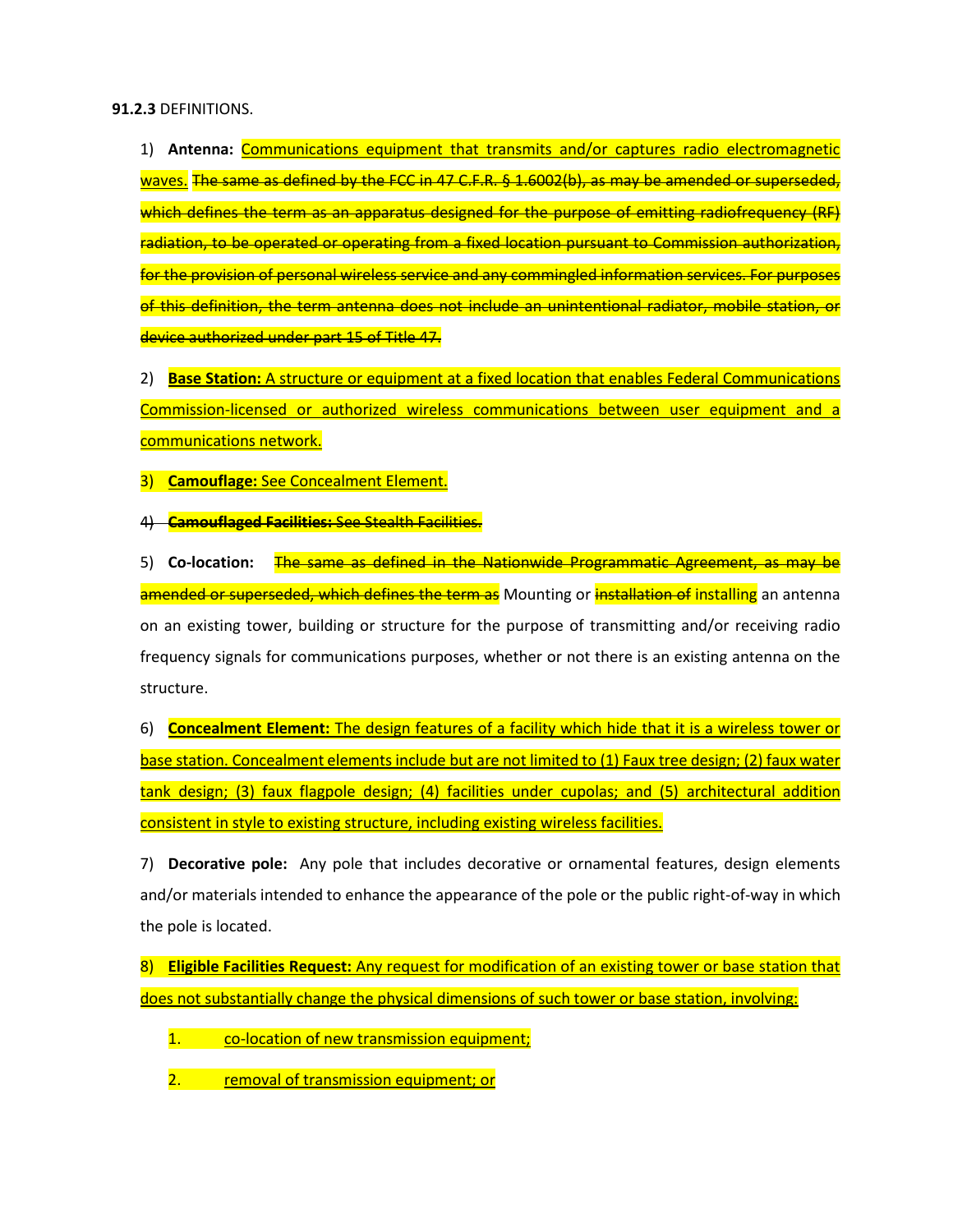**91.2.3** DEFINITIONS.

1) **Antenna:** Communications equipment that transmits and/or captures radio electromagnetic waves. ~~The same as defined by the FCC in 47 C.F.R. § 1.6002(b), as may be amended or superseded, which defines the term as an apparatus designed for the purpose of emitting radiofrequency (RF) radiation, to be operated or operating from a fixed location pursuant to Commission authorization, for the provision of personal wireless service and any commingled information services. For purposes of this definition, the term antenna does not include an unintentional radiator, mobile station, or device authorized under part 15 of Title 47.~~

2) **Base Station:** A structure or equipment at a fixed location that enables Federal Communications Commission-licensed or authorized wireless communications between user equipment and a communications network.

3) **Camouflage:** See Concealment Element.

~~4) **Camouflaged Facilities:** See Stealth Facilities.~~

5) **Co-location:** ~~The same as defined in the Nationwide Programmatic Agreement, as may be amended or superseded, which defines the term as~~ Mounting or ~~installation of~~ installing an antenna on an existing tower, building or structure for the purpose of transmitting and/or receiving radio frequency signals for communications purposes, whether or not there is an existing antenna on the structure.

6) **Concealment Element:** The design features of a facility which hide that it is a wireless tower or base station. Concealment elements include but are not limited to (1) Faux tree design; (2) faux water tank design; (3) faux flagpole design; (4) facilities under cupolas; and (5) architectural addition consistent in style to existing structure, including existing wireless facilities.

7) **Decorative pole:** Any pole that includes decorative or ornamental features, design elements and/or materials intended to enhance the appearance of the pole or the public right-of-way in which the pole is located.

8) **Eligible Facilities Request:** Any request for modification of an existing tower or base station that does not substantially change the physical dimensions of such tower or base station, involving:

1. co-location of new transmission equipment;
2. removal of transmission equipment; or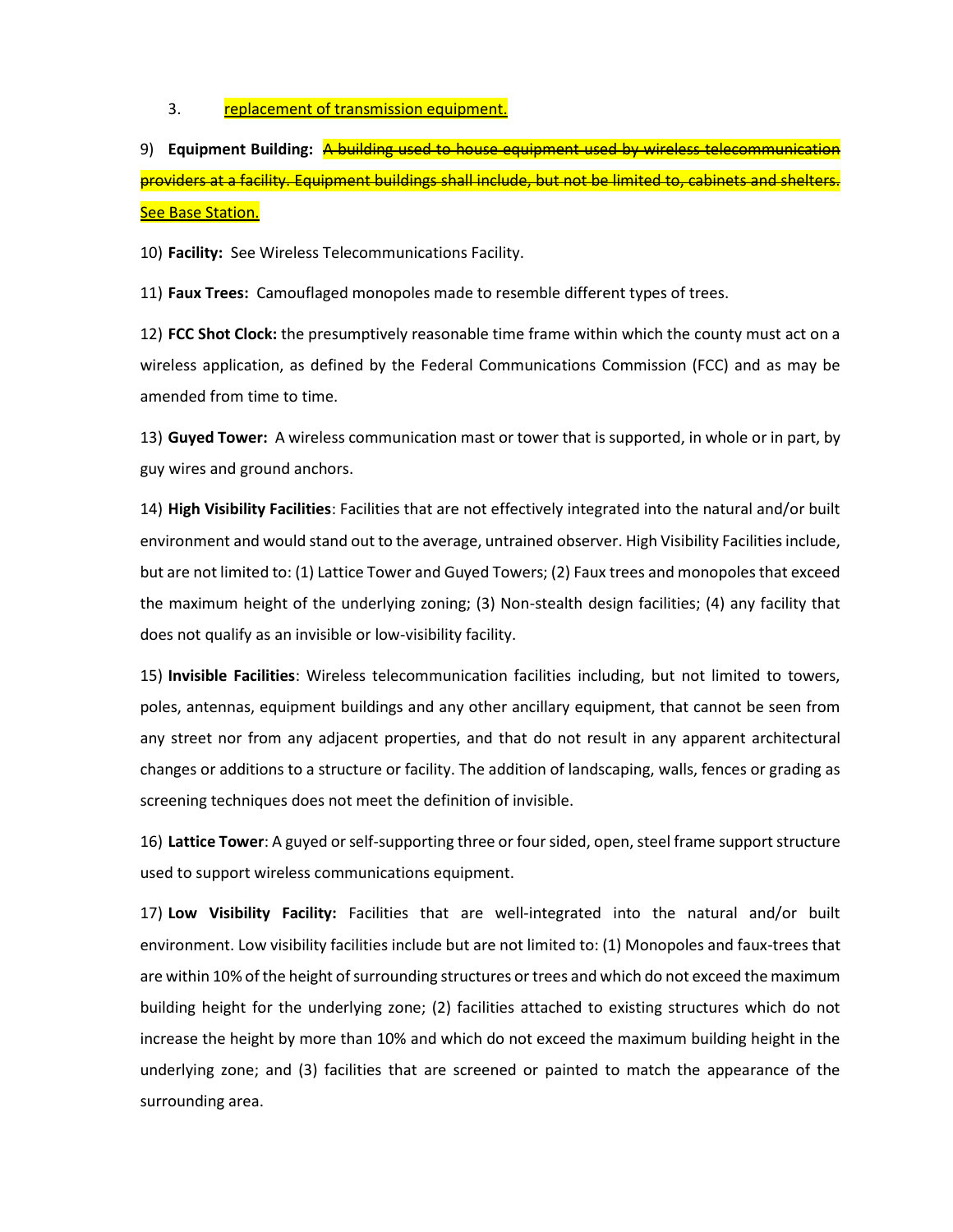3. replacement of transmission equipment.

9) **Equipment Building:** ~~A building used to house equipment used by wireless telecommunication providers at a facility. Equipment buildings shall include, but not be limited to, cabinets and shelters.~~ See Base Station.

10) **Facility:** See Wireless Telecommunications Facility.

11) **Faux Trees:** Camouflaged monopoles made to resemble different types of trees.

12) **FCC Shot Clock:** the presumptively reasonable time frame within which the county must act on a wireless application, as defined by the Federal Communications Commission (FCC) and as may be amended from time to time.

13) **Guyed Tower:** A wireless communication mast or tower that is supported, in whole or in part, by guy wires and ground anchors.

14) **High Visibility Facilities**: Facilities that are not effectively integrated into the natural and/or built environment and would stand out to the average, untrained observer. High Visibility Facilities include, but are not limited to: (1) Lattice Tower and Guyed Towers; (2) Faux trees and monopoles that exceed the maximum height of the underlying zoning; (3) Non-stealth design facilities; (4) any facility that does not qualify as an invisible or low-visibility facility.

15) **Invisible Facilities**: Wireless telecommunication facilities including, but not limited to, towers, poles, antennas, equipment buildings and any other ancillary equipment, that cannot be seen from any street nor from any adjacent properties, and that do not result in any apparent architectural changes or additions to a structure or facility. The addition of landscaping, walls, fences or grading as screening techniques does not meet the definition of invisible.

16) **Lattice Tower**: A guyed or self-supporting three or four sided, open, steel frame support structure used to support wireless communications equipment.

17) **Low Visibility Facility:** Facilities that are well-integrated into the natural and/or built environment. Low visibility facilities include but are not limited to: (1) Monopoles and faux-trees that are within 10% of the height of surrounding structures or trees and which do not exceed the maximum building height for the underlying zone; (2) facilities attached to existing structures which do not increase the height by more than 10% and which do not exceed the maximum building height in the underlying zone; and (3) facilities that are screened or painted to match the appearance of the surrounding area.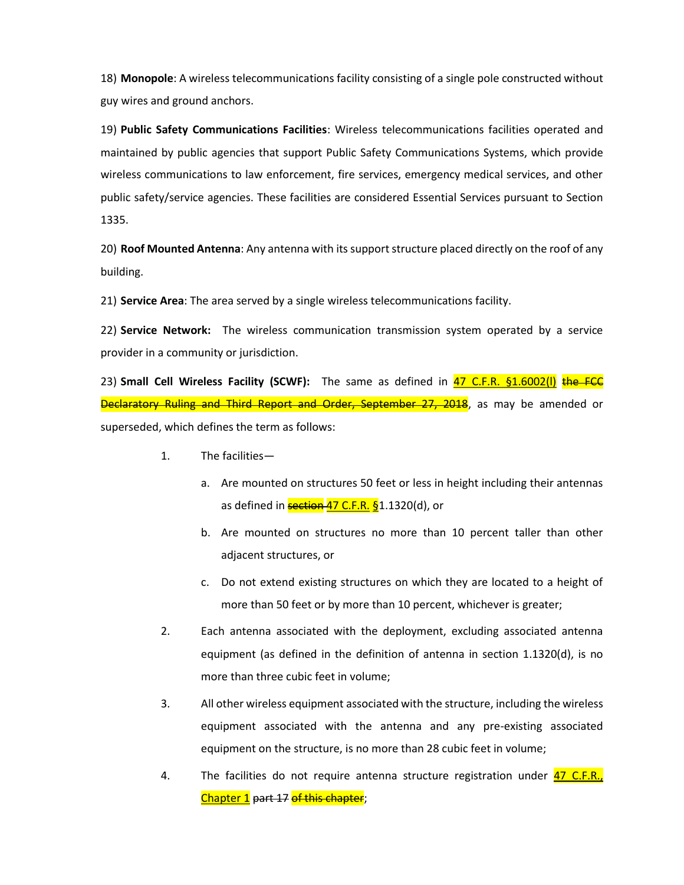18) **Monopole**: A wireless telecommunications facility consisting of a single pole constructed without guy wires and ground anchors.

19) **Public Safety Communications Facilities**: Wireless telecommunications facilities operated and maintained by public agencies that support Public Safety Communications Systems, which provide wireless communications to law enforcement, fire services, emergency medical services, and other public safety/service agencies. These facilities are considered Essential Services pursuant to Section 1335.

20) **Roof Mounted Antenna**: Any antenna with its support structure placed directly on the roof of any building.

21) **Service Area**: The area served by a single wireless telecommunications facility.

22) **Service Network:** The wireless communication transmission system operated by a service provider in a community or jurisdiction.

23) **Small Cell Wireless Facility (SCWF):** The same as defined in 47 C.F.R. §1.6002(l) ~~the FCC Declaratory Ruling and Third Report and Order, September 27, 2018~~, as may be amended or superseded, which defines the term as follows:

1. The facilities—
   a. Are mounted on structures 50 feet or less in height including their antennas as defined in ~~section~~ 47 C.F.R. §1.1320(d), or
   b. Are mounted on structures no more than 10 percent taller than other adjacent structures, or
   c. Do not extend existing structures on which they are located to a height of more than 50 feet or by more than 10 percent, whichever is greater;
2. Each antenna associated with the deployment, excluding associated antenna equipment (as defined in the definition of antenna in section 1.1320(d), is no more than three cubic feet in volume;
3. All other wireless equipment associated with the structure, including the wireless equipment associated with the antenna and any pre-existing associated equipment on the structure, is no more than 28 cubic feet in volume;
4. The facilities do not require antenna structure registration under 47 C.F.R., Chapter 1 ~~part 17~~ ~~of this chapter~~;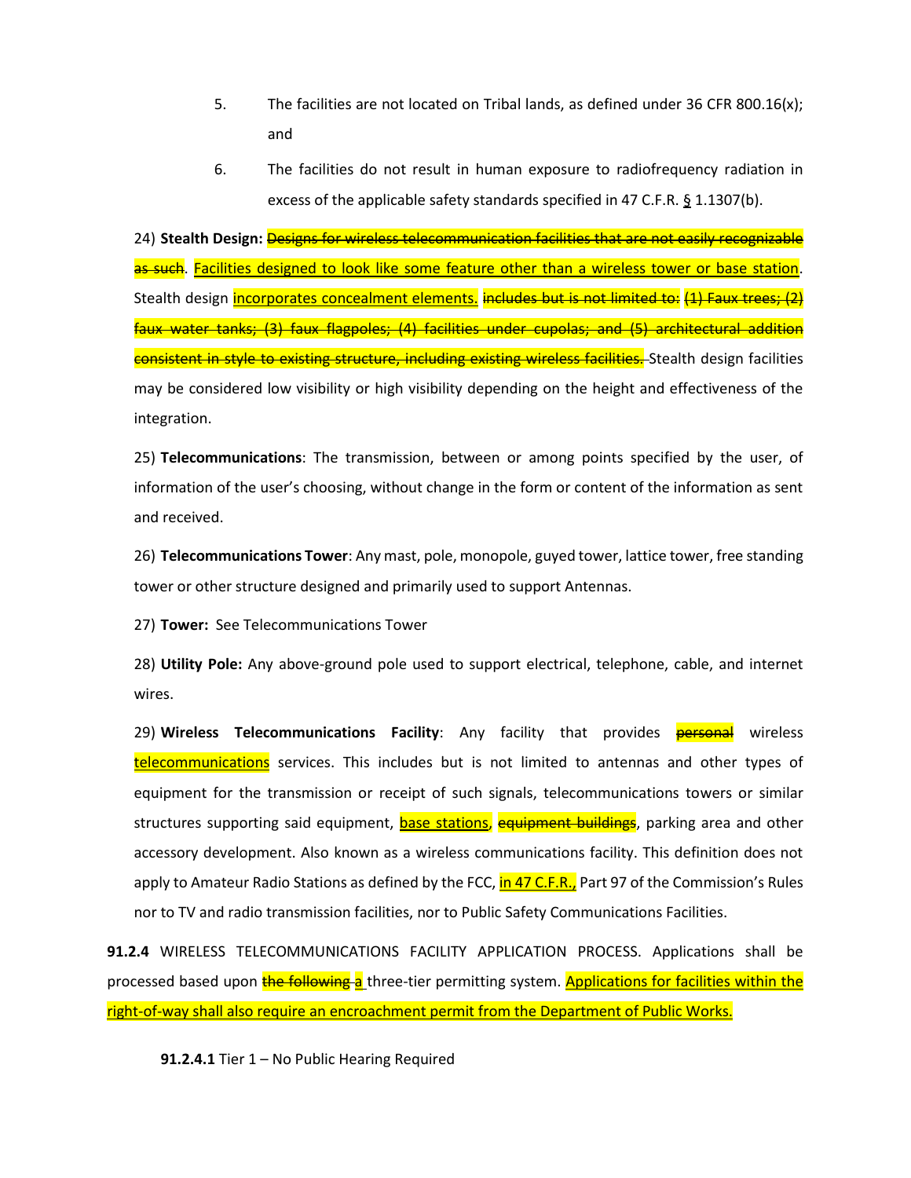5. The facilities are not located on Tribal lands, as defined under 36 CFR 800.16(x); and

6. The facilities do not result in human exposure to radiofrequency radiation in excess of the applicable safety standards specified in 47 C.F.R. § 1.1307(b).

24) **Stealth Design:** ~~Designs for wireless telecommunication facilities that are not easily recognizable as such~~. Facilities designed to look like some feature other than a wireless tower or base station. Stealth design incorporates concealment elements. ~~includes but is not limited to: (1) Faux trees; (2) faux water tanks; (3) faux flagpoles; (4) facilities under cupolas; and (5) architectural addition consistent in style to existing structure, including existing wireless facilities.~~ Stealth design facilities may be considered low visibility or high visibility depending on the height and effectiveness of the integration.

25) **Telecommunications**: The transmission, between or among points specified by the user, of information of the user's choosing, without change in the form or content of the information as sent and received.

26) **Telecommunications Tower**: Any mast, pole, monopole, guyed tower, lattice tower, free standing tower or other structure designed and primarily used to support Antennas.

27) **Tower:** See Telecommunications Tower

28) **Utility Pole:** Any above-ground pole used to support electrical, telephone, cable, and internet wires.

29) **Wireless Telecommunications Facility**: Any facility that provides ~~personal~~ wireless telecommunications services. This includes but is not limited to antennas and other types of equipment for the transmission or receipt of such signals, telecommunications towers or similar structures supporting said equipment, base stations, ~~equipment buildings~~, parking area and other accessory development. Also known as a wireless communications facility. This definition does not apply to Amateur Radio Stations as defined by the FCC, in 47 C.F.R., Part 97 of the Commission's Rules nor to TV and radio transmission facilities, nor to Public Safety Communications Facilities.

**91.2.4** WIRELESS TELECOMMUNICATIONS FACILITY APPLICATION PROCESS. Applications shall be processed based upon ~~the following~~ a three-tier permitting system. Applications for facilities within the right-of-way shall also require an encroachment permit from the Department of Public Works.

**91.2.4.1** Tier 1 – No Public Hearing Required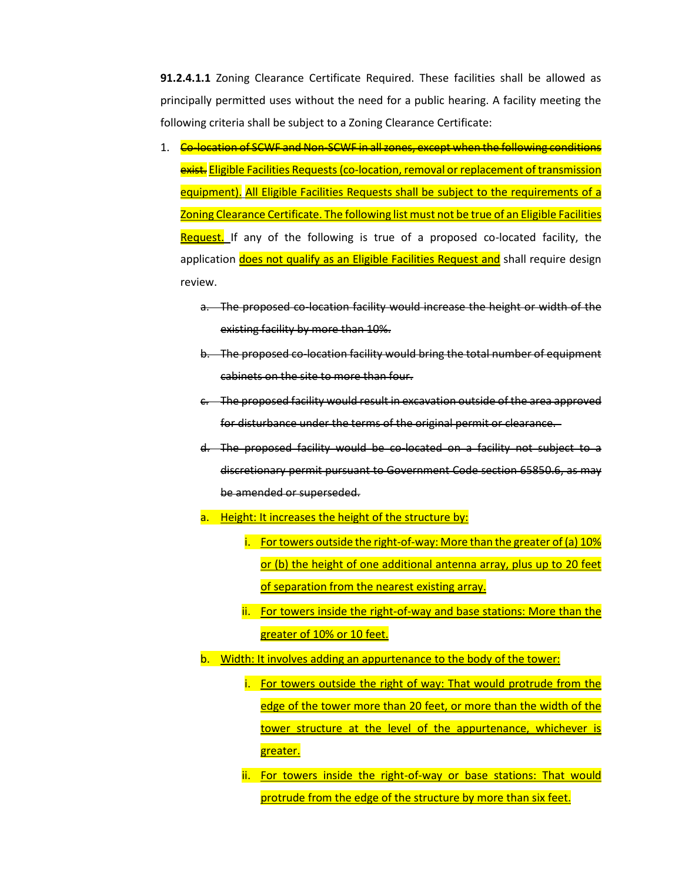**91.2.4.1.1** Zoning Clearance Certificate Required. These facilities shall be allowed as principally permitted uses without the need for a public hearing. A facility meeting the following criteria shall be subject to a Zoning Clearance Certificate:

1. ~~Co-location of SCWF and Non-SCWF in all zones, except when the following conditions exist.~~ <u>Eligible Facilities Requests (co-location, removal or replacement of transmission equipment).</u> <u>All Eligible Facilities Requests shall be subject to the requirements of a Zoning Clearance Certificate. The following list must not be true of an Eligible Facilities Request.</u> If any of the following is true of a proposed co-located facility, the application <u>does not qualify as an Eligible Facilities Request and</u> shall require design review.

    a. ~~The proposed co-location facility would increase the height or width of the existing facility by more than 10%.~~

    b. ~~The proposed co-location facility would bring the total number of equipment cabinets on the site to more than four.~~

    c. ~~The proposed facility would result in excavation outside of the area approved for disturbance under the terms of the original permit or clearance.~~

    d. ~~The proposed facility would be co-located on a facility not subject to a discretionary permit pursuant to Government Code section 65850.6, as may be amended or superseded.~~

    a. <u>Height: It increases the height of the structure by:</u>

        i. <u>For towers outside the right-of-way: More than the greater of (a) 10% or (b) the height of one additional antenna array, plus up to 20 feet of separation from the nearest existing array.</u>

        ii. <u>For towers inside the right-of-way and base stations: More than the greater of 10% or 10 feet.</u>

    b. <u>Width: It involves adding an appurtenance to the body of the tower:</u>

        i. <u>For towers outside the right of way: That would protrude from the edge of the tower more than 20 feet, or more than the width of the tower structure at the level of the appurtenance, whichever is greater.</u>

        ii. <u>For towers inside the right-of-way or base stations: That would protrude from the edge of the structure by more than six feet.</u>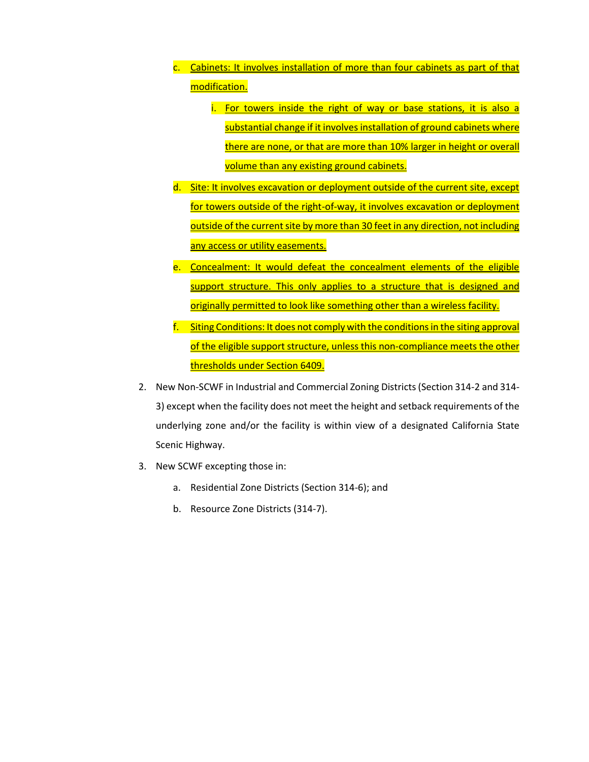c. Cabinets: It involves installation of more than four cabinets as part of that modification.

    i. For towers inside the right of way or base stations, it is also a substantial change if it involves installation of ground cabinets where there are none, or that are more than 10% larger in height or overall volume than any existing ground cabinets.

d. Site: It involves excavation or deployment outside of the current site, except for towers outside of the right-of-way, it involves excavation or deployment outside of the current site by more than 30 feet in any direction, not including any access or utility easements.

e. Concealment: It would defeat the concealment elements of the eligible support structure. This only applies to a structure that is designed and originally permitted to look like something other than a wireless facility.

f. Siting Conditions: It does not comply with the conditions in the siting approval of the eligible support structure, unless this non-compliance meets the other thresholds under Section 6409.

2. New Non-SCWF in Industrial and Commercial Zoning Districts (Section 314-2 and 314-3) except when the facility does not meet the height and setback requirements of the underlying zone and/or the facility is within view of a designated California State Scenic Highway.

3. New SCWF excepting those in:

    a. Residential Zone Districts (Section 314-6); and

    b. Resource Zone Districts (314-7).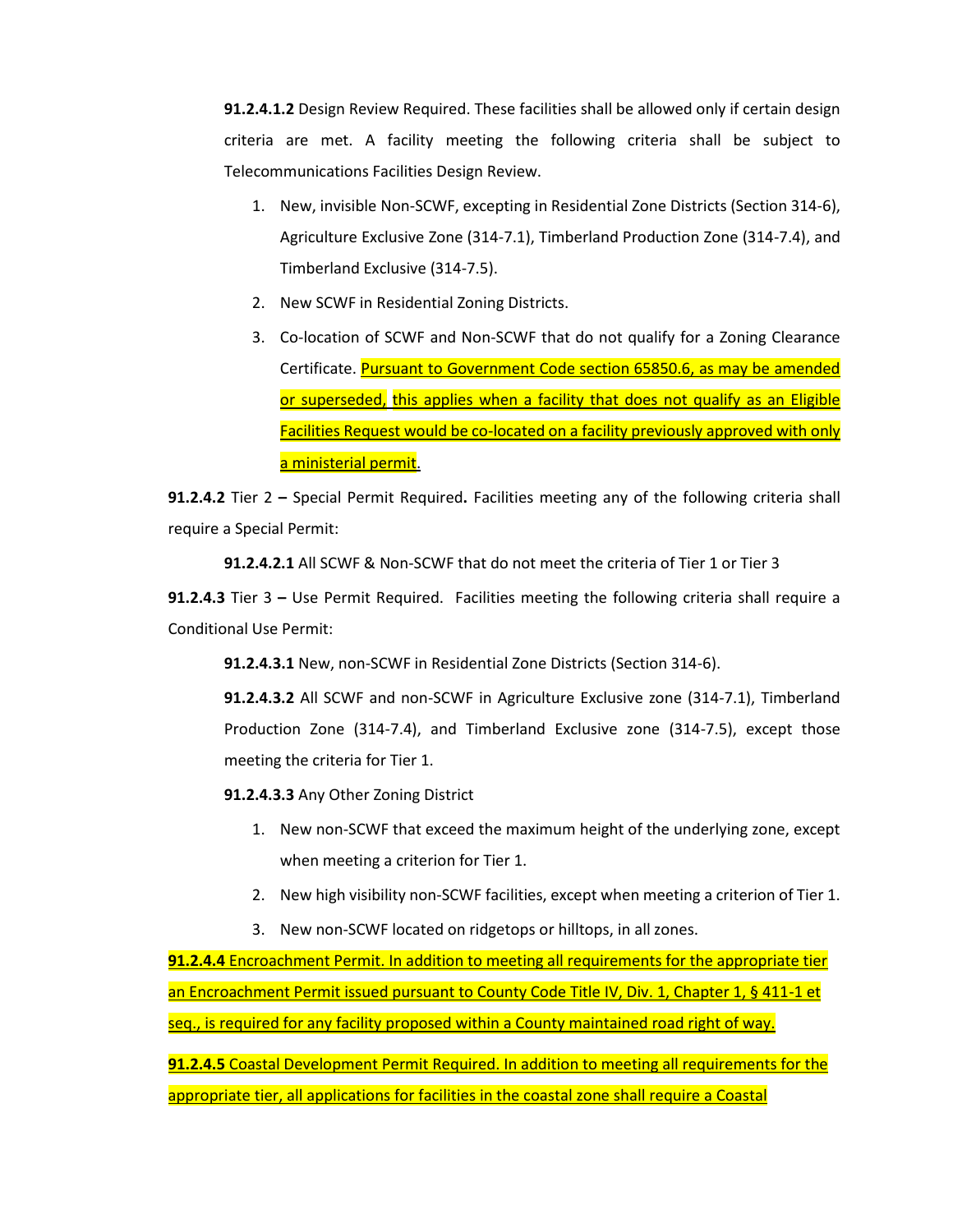**91.2.4.1.2** Design Review Required. These facilities shall be allowed only if certain design criteria are met. A facility meeting the following criteria shall be subject to Telecommunications Facilities Design Review.

1. New, invisible Non-SCWF, excepting in Residential Zone Districts (Section 314-6), Agriculture Exclusive Zone (314-7.1), Timberland Production Zone (314-7.4), and Timberland Exclusive (314-7.5).
2. New SCWF in Residential Zoning Districts.
3. Co-location of SCWF and Non-SCWF that do not qualify for a Zoning Clearance Certificate. Pursuant to Government Code section 65850.6, as may be amended or superseded, this applies when a facility that does not qualify as an Eligible Facilities Request would be co-located on a facility previously approved with only a ministerial permit.

**91.2.4.2** Tier 2 **–** Special Permit Required**.** Facilities meeting any of the following criteria shall require a Special Permit:

**91.2.4.2.1** All SCWF & Non-SCWF that do not meet the criteria of Tier 1 or Tier 3

**91.2.4.3** Tier 3 **–** Use Permit Required. Facilities meeting the following criteria shall require a Conditional Use Permit:

**91.2.4.3.1** New, non-SCWF in Residential Zone Districts (Section 314-6).

**91.2.4.3.2** All SCWF and non-SCWF in Agriculture Exclusive zone (314-7.1), Timberland Production Zone (314-7.4), and Timberland Exclusive zone (314-7.5), except those meeting the criteria for Tier 1.

**91.2.4.3.3** Any Other Zoning District

1. New non-SCWF that exceed the maximum height of the underlying zone, except when meeting a criterion for Tier 1.
2. New high visibility non-SCWF facilities, except when meeting a criterion of Tier 1.
3. New non-SCWF located on ridgetops or hilltops, in all zones.

**91.2.4.4** Encroachment Permit. In addition to meeting all requirements for the appropriate tier an Encroachment Permit issued pursuant to County Code Title IV, Div. 1, Chapter 1, § 411-1 et seq., is required for any facility proposed within a County maintained road right of way.

**91.2.4.5** Coastal Development Permit Required. In addition to meeting all requirements for the appropriate tier, all applications for facilities in the coastal zone shall require a Coastal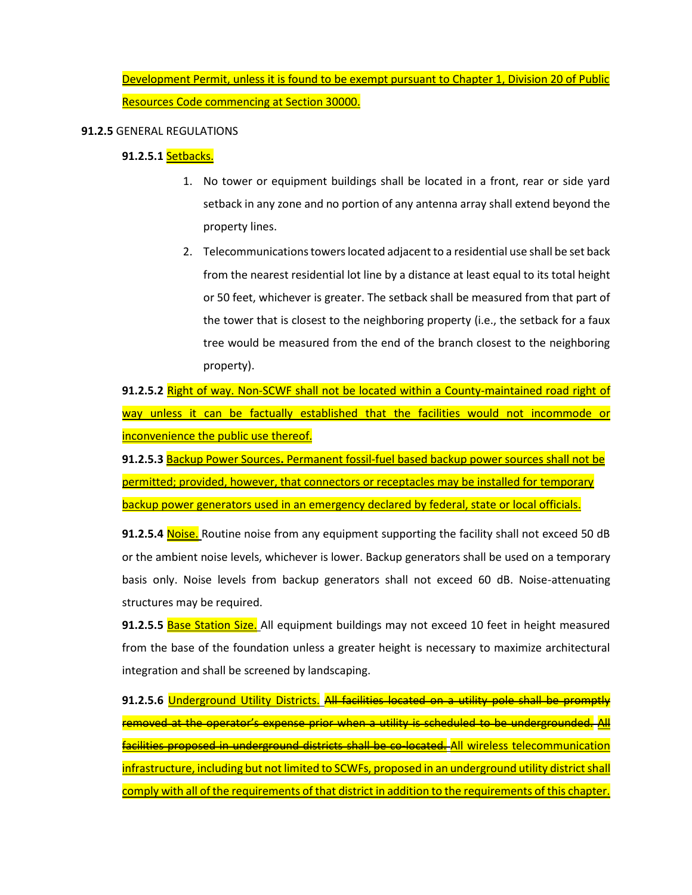Development Permit, unless it is found to be exempt pursuant to Chapter 1, Division 20 of Public Resources Code commencing at Section 30000.

**91.2.5** GENERAL REGULATIONS

**91.2.5.1** Setbacks.

1. No tower or equipment buildings shall be located in a front, rear or side yard setback in any zone and no portion of any antenna array shall extend beyond the property lines.
2. Telecommunications towers located adjacent to a residential use shall be set back from the nearest residential lot line by a distance at least equal to its total height or 50 feet, whichever is greater. The setback shall be measured from that part of the tower that is closest to the neighboring property (i.e., the setback for a faux tree would be measured from the end of the branch closest to the neighboring property).

**91.2.5.2** Right of way. Non-SCWF shall not be located within a County-maintained road right of way unless it can be factually established that the facilities would not incommode or inconvenience the public use thereof.

**91.2.5.3** Backup Power Sources**.** Permanent fossil-fuel based backup power sources shall not be permitted; provided, however, that connectors or receptacles may be installed for temporary backup power generators used in an emergency declared by federal, state or local officials.

**91.2.5.4** Noise. Routine noise from any equipment supporting the facility shall not exceed 50 dB or the ambient noise levels, whichever is lower. Backup generators shall be used on a temporary basis only. Noise levels from backup generators shall not exceed 60 dB. Noise-attenuating structures may be required.

**91.2.5.5** Base Station Size. All equipment buildings may not exceed 10 feet in height measured from the base of the foundation unless a greater height is necessary to maximize architectural integration and shall be screened by landscaping.

**91.2.5.6** Underground Utility Districts. ~~All facilities located on a utility pole shall be promptly removed at the operator's expense prior when a utility is scheduled to be undergrounded.~~ ~~All facilities proposed in underground districts shall be co-located.~~ All wireless telecommunication infrastructure, including but not limited to SCWFs, proposed in an underground utility district shall comply with all of the requirements of that district in addition to the requirements of this chapter.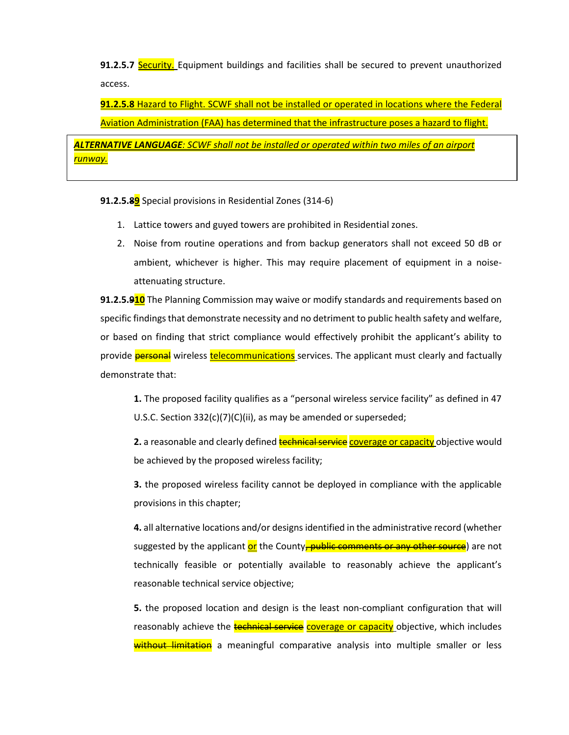**91.2.5.7** Security. Equipment buildings and facilities shall be secured to prevent unauthorized access.

**91.2.5.8** Hazard to Flight. SCWF shall not be installed or operated in locations where the Federal Aviation Administration (FAA) has determined that the infrastructure poses a hazard to flight.

> ***ALTERNATIVE LANGUAGE****: SCWF shall not be installed or operated within two miles of an airport runway.*

**91.2.5.~~8~~9** Special provisions in Residential Zones (314-6)

1. Lattice towers and guyed towers are prohibited in Residential zones.
2. Noise from routine operations and from backup generators shall not exceed 50 dB or ambient, whichever is higher. This may require placement of equipment in a noise-attenuating structure.

**91.2.5.~~9~~10** The Planning Commission may waive or modify standards and requirements based on specific findings that demonstrate necessity and no detriment to public health safety and welfare, or based on finding that strict compliance would effectively prohibit the applicant's ability to provide ~~personal~~ wireless telecommunications services. The applicant must clearly and factually demonstrate that:

> **1.** The proposed facility qualifies as a "personal wireless service facility" as defined in 47 U.S.C. Section 332(c)(7)(C)(ii), as may be amended or superseded;
>
> **2.** a reasonable and clearly defined ~~technical service~~ coverage or capacity objective would be achieved by the proposed wireless facility;
>
> **3.** the proposed wireless facility cannot be deployed in compliance with the applicable provisions in this chapter;
>
> **4.** all alternative locations and/or designs identified in the administrative record (whether suggested by the applicant or the County~~, public comments or any other source~~) are not technically feasible or potentially available to reasonably achieve the applicant's reasonable technical service objective;
>
> **5.** the proposed location and design is the least non-compliant configuration that will reasonably achieve the ~~technical service~~ coverage or capacity objective, which includes ~~without limitation~~ a meaningful comparative analysis into multiple smaller or less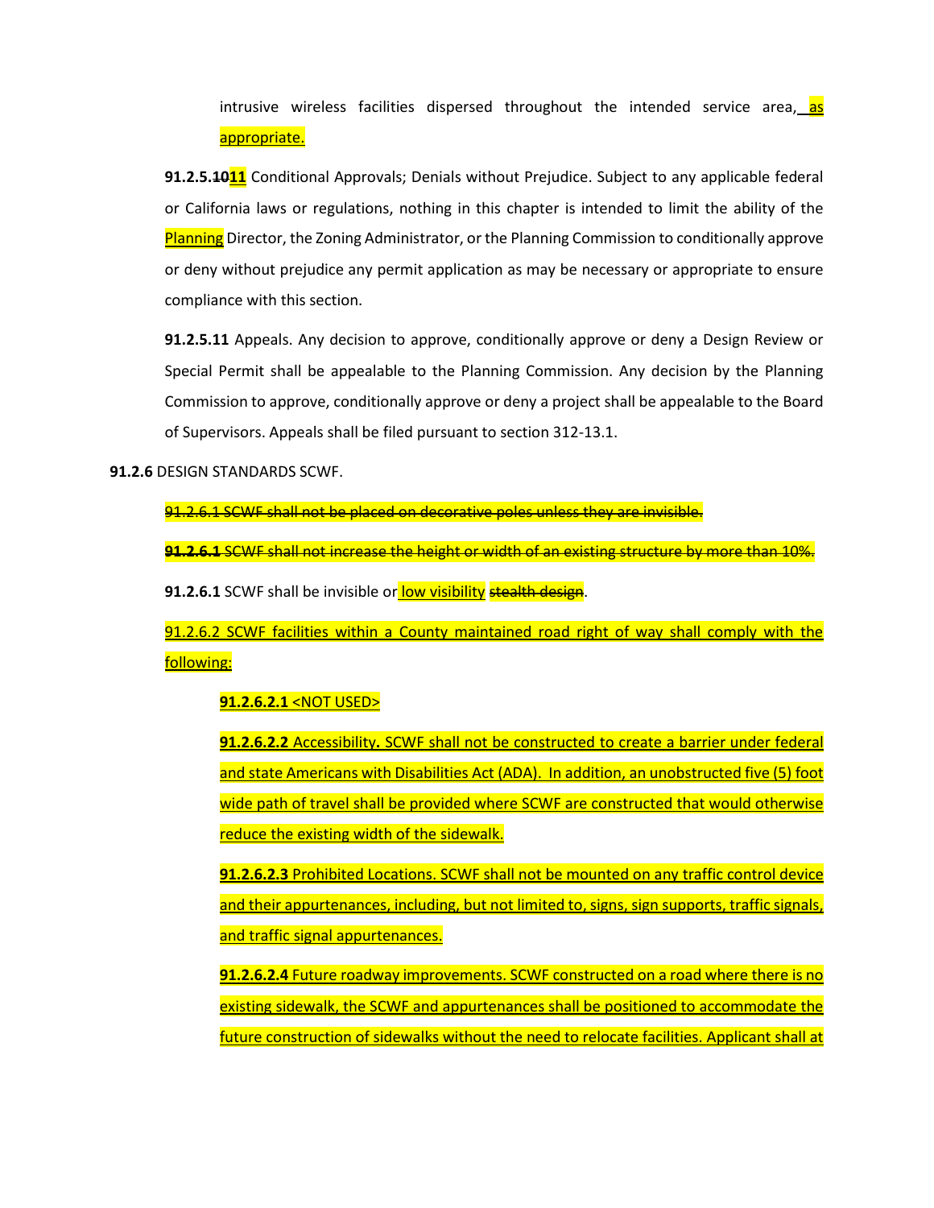intrusive wireless facilities dispersed throughout the intended service area, as appropriate.

**91.2.5.~~10~~11** Conditional Approvals; Denials without Prejudice. Subject to any applicable federal or California laws or regulations, nothing in this chapter is intended to limit the ability of the Planning Director, the Zoning Administrator, or the Planning Commission to conditionally approve or deny without prejudice any permit application as may be necessary or appropriate to ensure compliance with this section.

**91.2.5.11** Appeals. Any decision to approve, conditionally approve or deny a Design Review or Special Permit shall be appealable to the Planning Commission. Any decision by the Planning Commission to approve, conditionally approve or deny a project shall be appealable to the Board of Supervisors. Appeals shall be filed pursuant to section 312-13.1.

**91.2.6** DESIGN STANDARDS SCWF.

~~91.2.6.1 SCWF shall not be placed on decorative poles unless they are invisible.~~

~~**91.2.6.1** SCWF shall not increase the height or width of an existing structure by more than 10%.~~

**91.2.6.1** SCWF shall be invisible or low visibility ~~stealth design~~.

91.2.6.2 SCWF facilities within a County maintained road right of way shall comply with the following:

**91.2.6.2.1** <NOT USED>

**91.2.6.2.2** Accessibility**.** SCWF shall not be constructed to create a barrier under federal and state Americans with Disabilities Act (ADA). In addition, an unobstructed five (5) foot wide path of travel shall be provided where SCWF are constructed that would otherwise reduce the existing width of the sidewalk.

**91.2.6.2.3** Prohibited Locations. SCWF shall not be mounted on any traffic control device and their appurtenances, including, but not limited to, signs, sign supports, traffic signals, and traffic signal appurtenances.

**91.2.6.2.4** Future roadway improvements. SCWF constructed on a road where there is no existing sidewalk, the SCWF and appurtenances shall be positioned to accommodate the future construction of sidewalks without the need to relocate facilities. Applicant shall at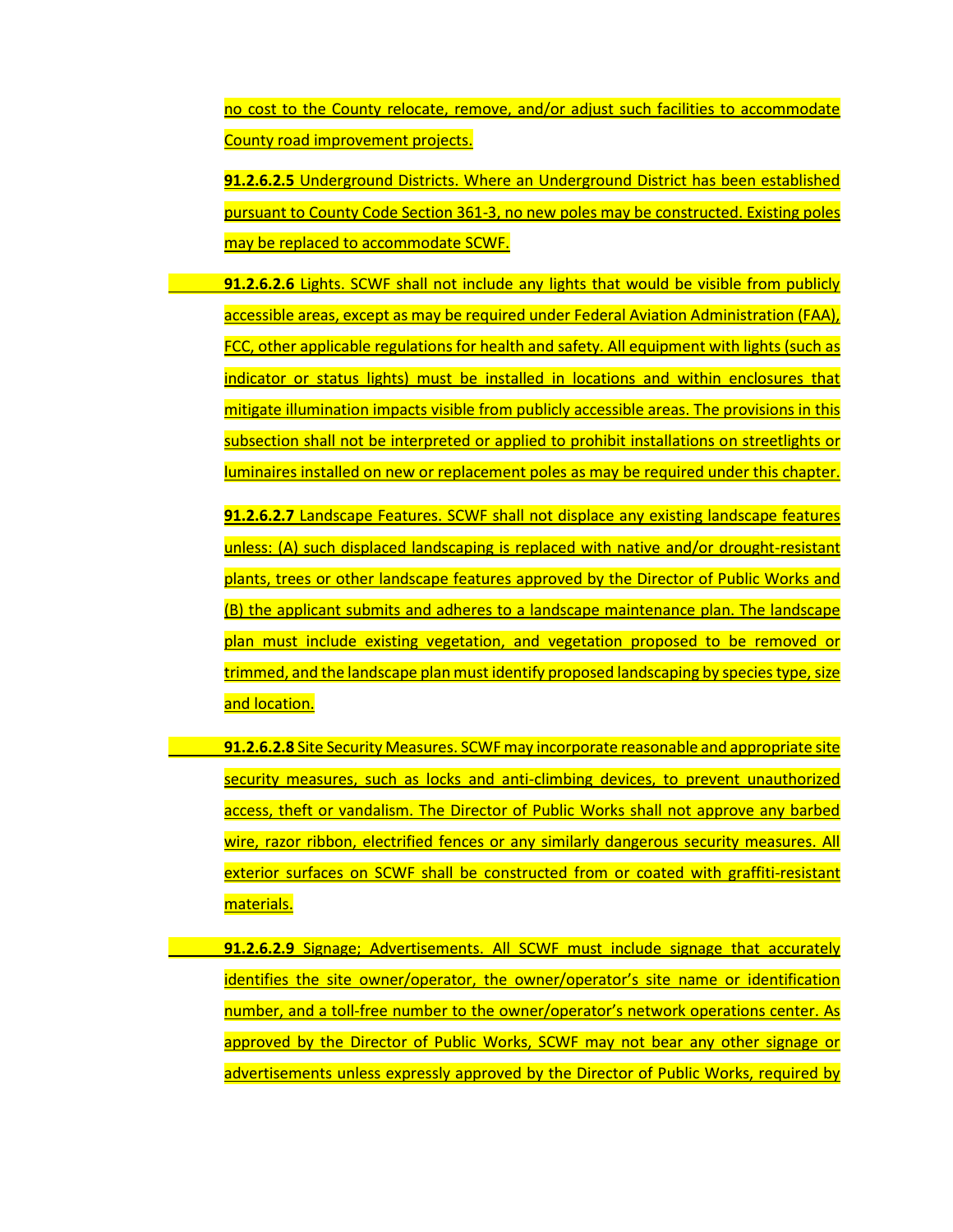no cost to the County relocate, remove, and/or adjust such facilities to accommodate County road improvement projects.

**91.2.6.2.5** Underground Districts. Where an Underground District has been established pursuant to County Code Section 361-3, no new poles may be constructed. Existing poles may be replaced to accommodate SCWF.

**91.2.6.2.6** Lights. SCWF shall not include any lights that would be visible from publicly accessible areas, except as may be required under Federal Aviation Administration (FAA), FCC, other applicable regulations for health and safety. All equipment with lights (such as indicator or status lights) must be installed in locations and within enclosures that mitigate illumination impacts visible from publicly accessible areas. The provisions in this subsection shall not be interpreted or applied to prohibit installations on streetlights or luminaires installed on new or replacement poles as may be required under this chapter.

**91.2.6.2.7** Landscape Features. SCWF shall not displace any existing landscape features unless: (A) such displaced landscaping is replaced with native and/or drought-resistant plants, trees or other landscape features approved by the Director of Public Works and (B) the applicant submits and adheres to a landscape maintenance plan. The landscape plan must include existing vegetation, and vegetation proposed to be removed or trimmed, and the landscape plan must identify proposed landscaping by species type, size and location.

**91.2.6.2.8** Site Security Measures. SCWF may incorporate reasonable and appropriate site security measures, such as locks and anti-climbing devices, to prevent unauthorized access, theft or vandalism. The Director of Public Works shall not approve any barbed wire, razor ribbon, electrified fences or any similarly dangerous security measures. All exterior surfaces on SCWF shall be constructed from or coated with graffiti-resistant materials.

**91.2.6.2.9** Signage; Advertisements. All SCWF must include signage that accurately identifies the site owner/operator, the owner/operator's site name or identification number, and a toll-free number to the owner/operator's network operations center. As approved by the Director of Public Works, SCWF may not bear any other signage or advertisements unless expressly approved by the Director of Public Works, required by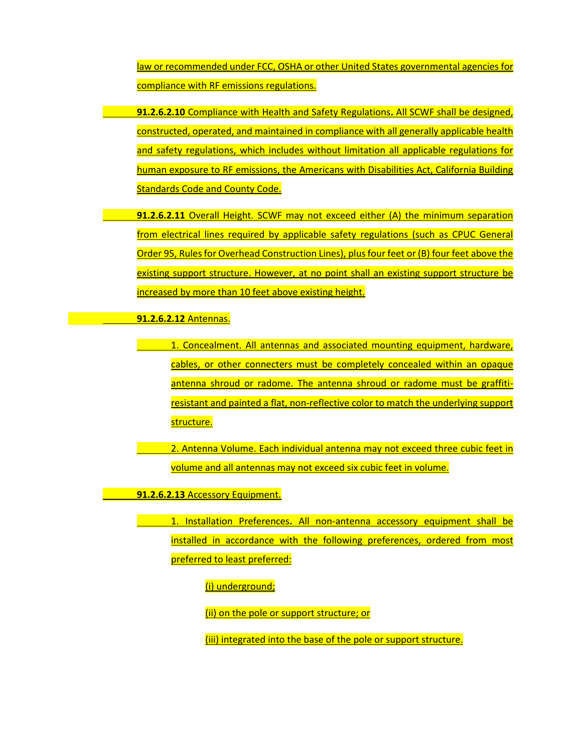law or recommended under FCC, OSHA or other United States governmental agencies for compliance with RF emissions regulations.

**91.2.6.2.10** Compliance with Health and Safety Regulations**.** All SCWF shall be designed, constructed, operated, and maintained in compliance with all generally applicable health and safety regulations, which includes without limitation all applicable regulations for human exposure to RF emissions, the Americans with Disabilities Act, California Building Standards Code and County Code.

**91.2.6.2.11** Overall Height. SCWF may not exceed either (A) the minimum separation from electrical lines required by applicable safety regulations (such as CPUC General Order 95, Rules for Overhead Construction Lines), plus four feet or (B) four feet above the existing support structure. However, at no point shall an existing support structure be increased by more than 10 feet above existing height.

**91.2.6.2.12** Antennas.

1. Concealment. All antennas and associated mounting equipment, hardware, cables, or other connecters must be completely concealed within an opaque antenna shroud or radome. The antenna shroud or radome must be graffiti-resistant and painted a flat, non-reflective color to match the underlying support structure.

2. Antenna Volume. Each individual antenna may not exceed three cubic feet in volume and all antennas may not exceed six cubic feet in volume.

**91.2.6.2.13** Accessory Equipment.

1. Installation Preferences**.** All non-antenna accessory equipment shall be installed in accordance with the following preferences, ordered from most preferred to least preferred:

   (i) underground;

   (ii) on the pole or support structure; or

   (iii) integrated into the base of the pole or support structure.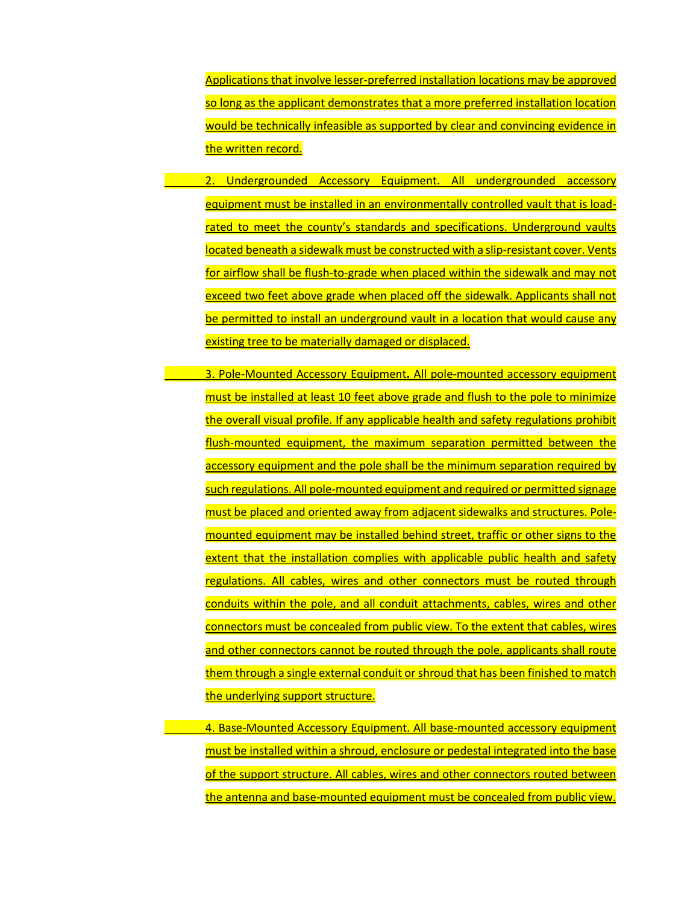Applications that involve lesser-preferred installation locations may be approved so long as the applicant demonstrates that a more preferred installation location would be technically infeasible as supported by clear and convincing evidence in the written record.

2. Undergrounded Accessory Equipment. All undergrounded accessory equipment must be installed in an environmentally controlled vault that is load-rated to meet the county's standards and specifications. Underground vaults located beneath a sidewalk must be constructed with a slip-resistant cover. Vents for airflow shall be flush-to-grade when placed within the sidewalk and may not exceed two feet above grade when placed off the sidewalk. Applicants shall not be permitted to install an underground vault in a location that would cause any existing tree to be materially damaged or displaced.

3. Pole-Mounted Accessory Equipment. All pole-mounted accessory equipment must be installed at least 10 feet above grade and flush to the pole to minimize the overall visual profile. If any applicable health and safety regulations prohibit flush-mounted equipment, the maximum separation permitted between the accessory equipment and the pole shall be the minimum separation required by such regulations. All pole-mounted equipment and required or permitted signage must be placed and oriented away from adjacent sidewalks and structures. Pole-mounted equipment may be installed behind street, traffic or other signs to the extent that the installation complies with applicable public health and safety regulations. All cables, wires and other connectors must be routed through conduits within the pole, and all conduit attachments, cables, wires and other connectors must be concealed from public view. To the extent that cables, wires and other connectors cannot be routed through the pole, applicants shall route them through a single external conduit or shroud that has been finished to match the underlying support structure.

4. Base-Mounted Accessory Equipment. All base-mounted accessory equipment must be installed within a shroud, enclosure or pedestal integrated into the base of the support structure. All cables, wires and other connectors routed between the antenna and base-mounted equipment must be concealed from public view.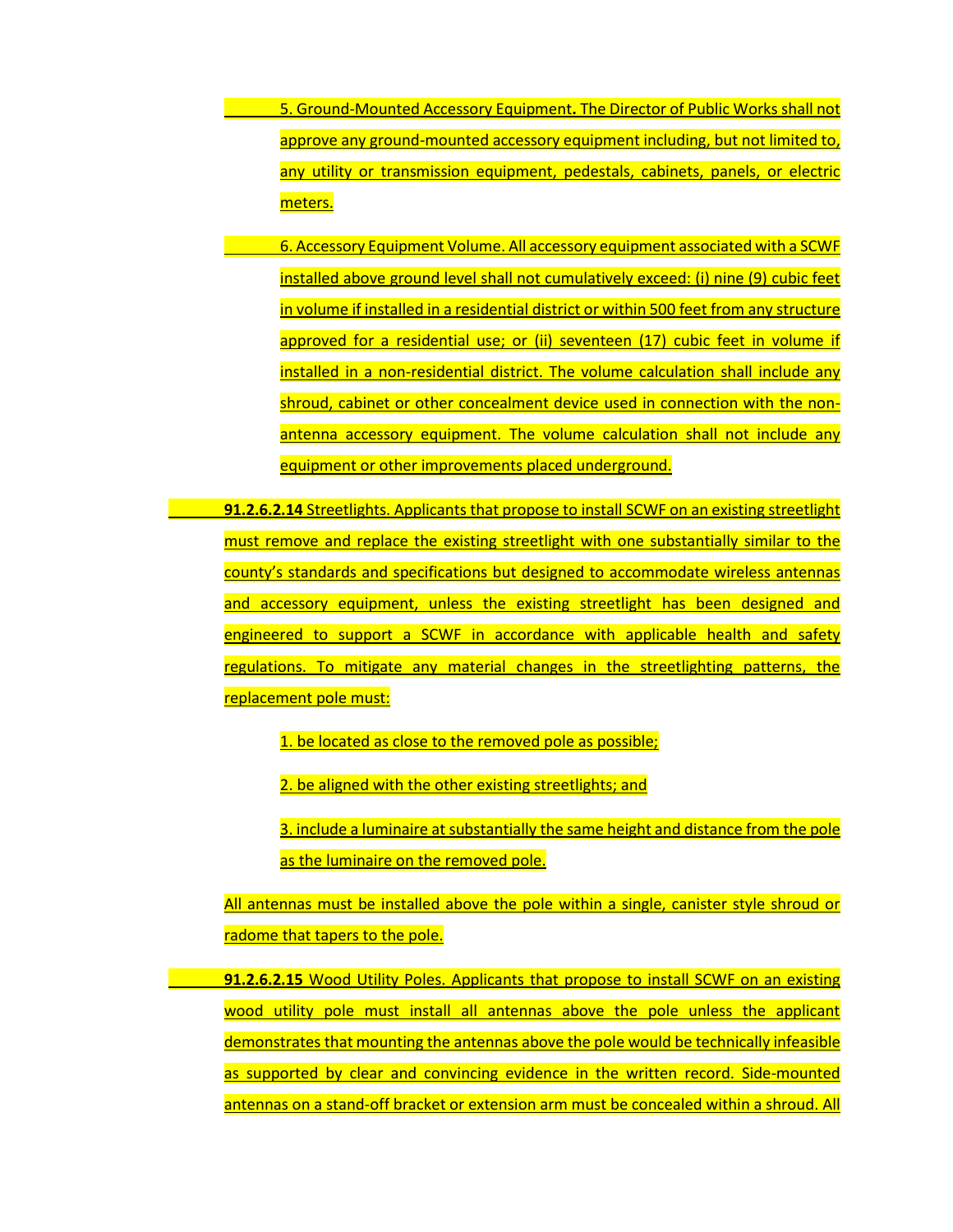5. Ground-Mounted Accessory Equipment**.** The Director of Public Works shall not approve any ground-mounted accessory equipment including, but not limited to, any utility or transmission equipment, pedestals, cabinets, panels, or electric meters.

6. Accessory Equipment Volume. All accessory equipment associated with a SCWF installed above ground level shall not cumulatively exceed: (i) nine (9) cubic feet in volume if installed in a residential district or within 500 feet from any structure approved for a residential use; or (ii) seventeen (17) cubic feet in volume if installed in a non-residential district. The volume calculation shall include any shroud, cabinet or other concealment device used in connection with the non-antenna accessory equipment. The volume calculation shall not include any equipment or other improvements placed underground.

**91.2.6.2.14** Streetlights. Applicants that propose to install SCWF on an existing streetlight must remove and replace the existing streetlight with one substantially similar to the county's standards and specifications but designed to accommodate wireless antennas and accessory equipment, unless the existing streetlight has been designed and engineered to support a SCWF in accordance with applicable health and safety regulations. To mitigate any material changes in the streetlighting patterns, the replacement pole must:

1. be located as close to the removed pole as possible;
2. be aligned with the other existing streetlights; and
3. include a luminaire at substantially the same height and distance from the pole as the luminaire on the removed pole.

All antennas must be installed above the pole within a single, canister style shroud or radome that tapers to the pole.

**91.2.6.2.15** Wood Utility Poles. Applicants that propose to install SCWF on an existing wood utility pole must install all antennas above the pole unless the applicant demonstrates that mounting the antennas above the pole would be technically infeasible as supported by clear and convincing evidence in the written record. Side-mounted antennas on a stand-off bracket or extension arm must be concealed within a shroud. All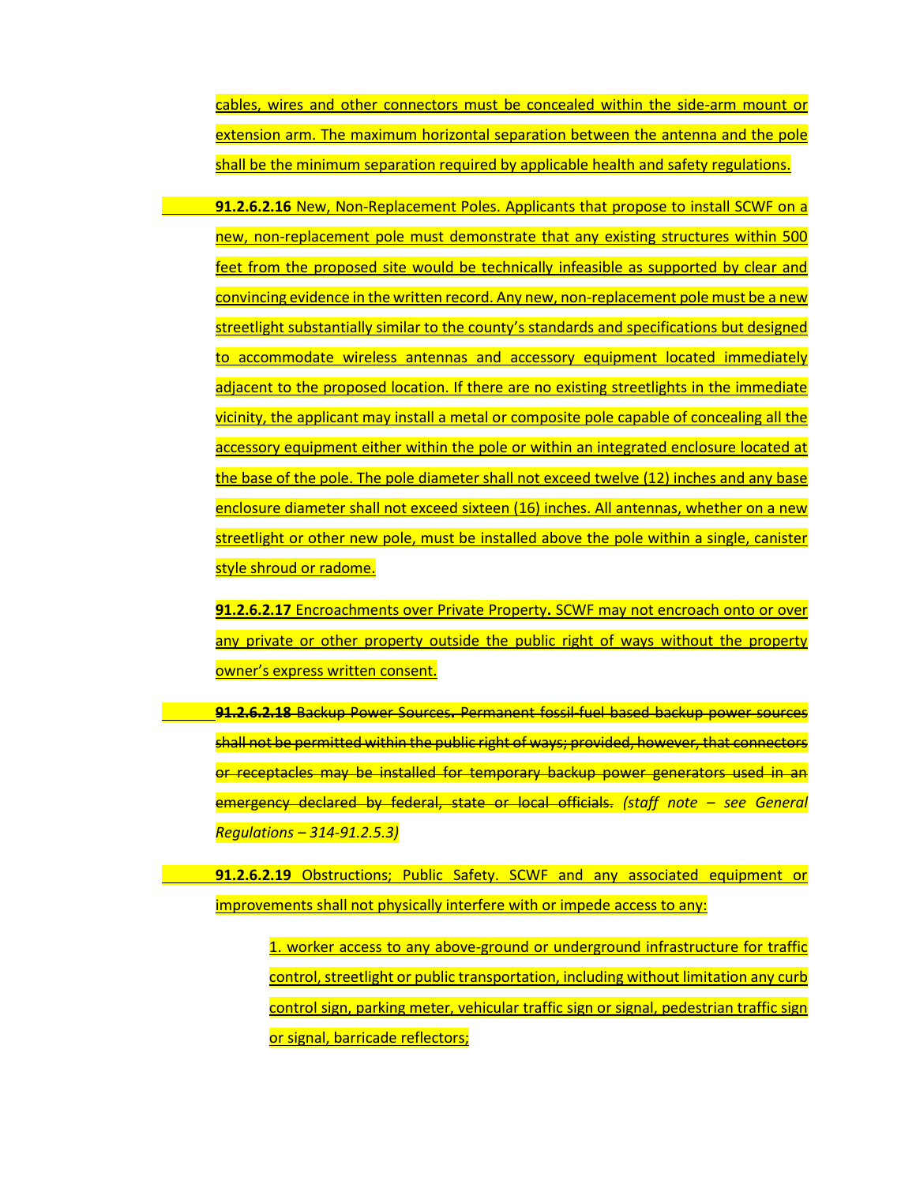cables, wires and other connectors must be concealed within the side-arm mount or extension arm. The maximum horizontal separation between the antenna and the pole shall be the minimum separation required by applicable health and safety regulations.

**91.2.6.2.16** New, Non-Replacement Poles. Applicants that propose to install SCWF on a new, non-replacement pole must demonstrate that any existing structures within 500 feet from the proposed site would be technically infeasible as supported by clear and convincing evidence in the written record. Any new, non-replacement pole must be a new streetlight substantially similar to the county's standards and specifications but designed to accommodate wireless antennas and accessory equipment located immediately adjacent to the proposed location. If there are no existing streetlights in the immediate vicinity, the applicant may install a metal or composite pole capable of concealing all the accessory equipment either within the pole or within an integrated enclosure located at the base of the pole. The pole diameter shall not exceed twelve (12) inches and any base enclosure diameter shall not exceed sixteen (16) inches. All antennas, whether on a new streetlight or other new pole, must be installed above the pole within a single, canister style shroud or radome.

**91.2.6.2.17** Encroachments over Private Property**.** SCWF may not encroach onto or over any private or other property outside the public right of ways without the property owner's express written consent.

~~**91.2.6.2.18** Backup Power Sources**.** Permanent fossil-fuel-based backup power sources shall not be permitted within the public right of ways; provided, however, that connectors or receptacles may be installed for temporary backup power generators used in an emergency declared by federal, state or local officials.~~ *(staff note – see General Regulations – 314-91.2.5.3)*

**91.2.6.2.19** Obstructions; Public Safety. SCWF and any associated equipment or improvements shall not physically interfere with or impede access to any:

1. worker access to any above-ground or underground infrastructure for traffic control, streetlight or public transportation, including without limitation any curb control sign, parking meter, vehicular traffic sign or signal, pedestrian traffic sign or signal, barricade reflectors;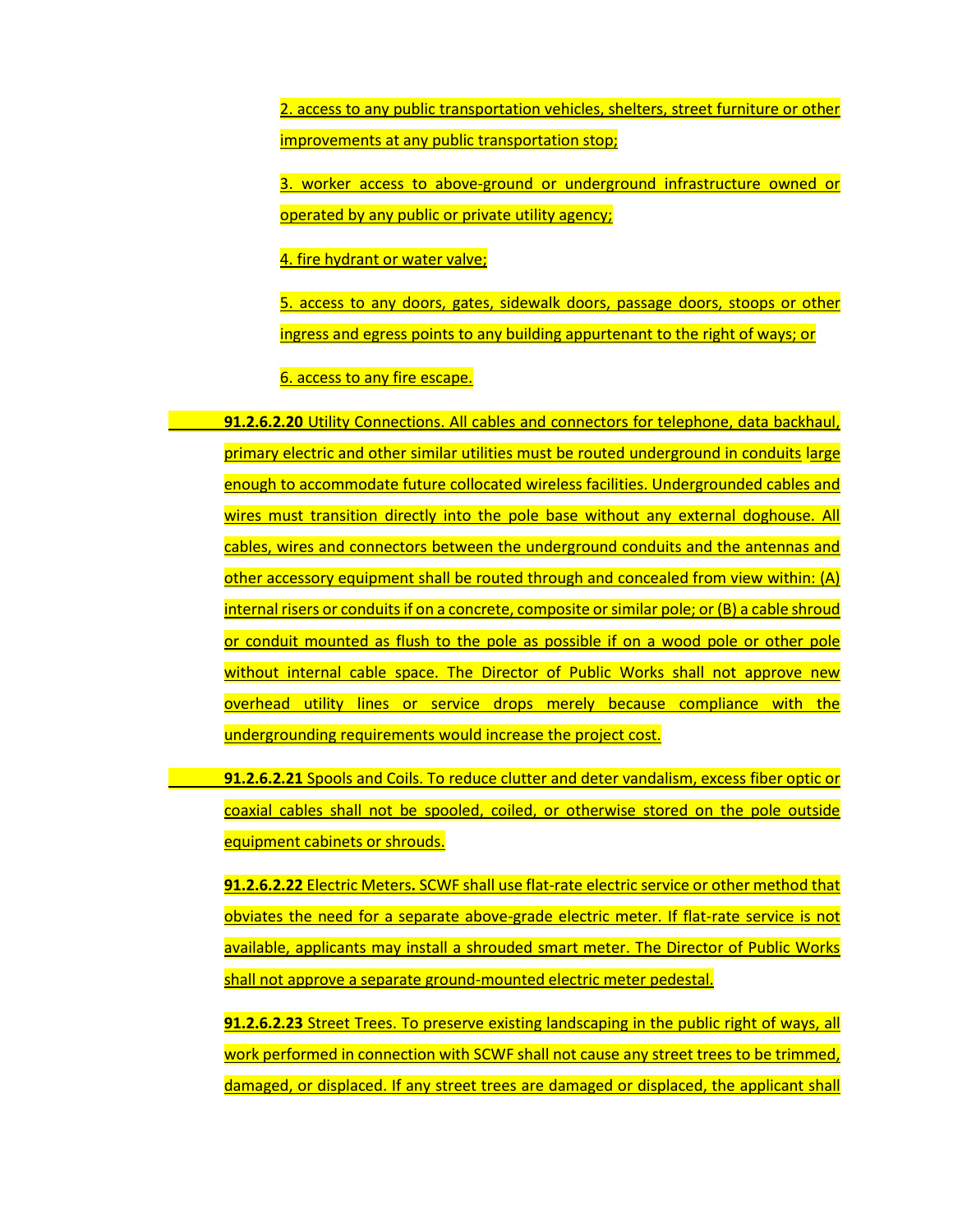2. access to any public transportation vehicles, shelters, street furniture or other improvements at any public transportation stop;

3. worker access to above-ground or underground infrastructure owned or operated by any public or private utility agency;

4. fire hydrant or water valve;

5. access to any doors, gates, sidewalk doors, passage doors, stoops or other ingress and egress points to any building appurtenant to the right of ways; or

6. access to any fire escape.

**91.2.6.2.20** Utility Connections. All cables and connectors for telephone, data backhaul, primary electric and other similar utilities must be routed underground in conduits large enough to accommodate future collocated wireless facilities. Undergrounded cables and wires must transition directly into the pole base without any external doghouse. All cables, wires and connectors between the underground conduits and the antennas and other accessory equipment shall be routed through and concealed from view within: (A) internal risers or conduits if on a concrete, composite or similar pole; or (B) a cable shroud or conduit mounted as flush to the pole as possible if on a wood pole or other pole without internal cable space. The Director of Public Works shall not approve new overhead utility lines or service drops merely because compliance with the undergrounding requirements would increase the project cost.

**91.2.6.2.21** Spools and Coils. To reduce clutter and deter vandalism, excess fiber optic or coaxial cables shall not be spooled, coiled, or otherwise stored on the pole outside equipment cabinets or shrouds.

**91.2.6.2.22** Electric Meters**.** SCWF shall use flat-rate electric service or other method that obviates the need for a separate above-grade electric meter. If flat-rate service is not available, applicants may install a shrouded smart meter. The Director of Public Works shall not approve a separate ground-mounted electric meter pedestal.

**91.2.6.2.23** Street Trees. To preserve existing landscaping in the public right of ways, all work performed in connection with SCWF shall not cause any street trees to be trimmed, damaged, or displaced. If any street trees are damaged or displaced, the applicant shall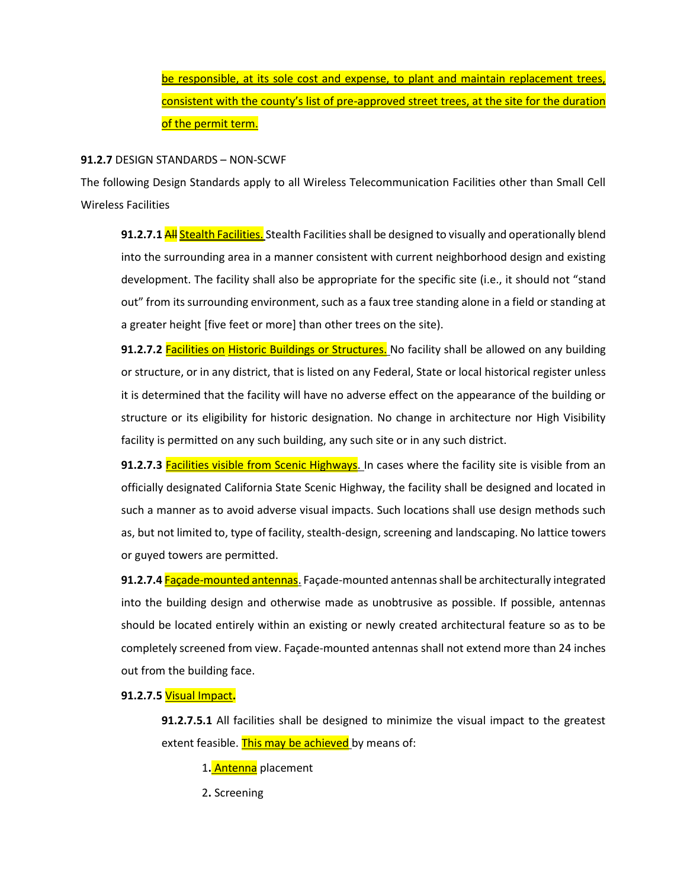be responsible, at its sole cost and expense, to plant and maintain replacement trees, consistent with the county's list of pre-approved street trees, at the site for the duration of the permit term.

**91.2.7** DESIGN STANDARDS – NON-SCWF

The following Design Standards apply to all Wireless Telecommunication Facilities other than Small Cell Wireless Facilities

**91.2.7.1** ~~All~~ Stealth Facilities. Stealth Facilities shall be designed to visually and operationally blend into the surrounding area in a manner consistent with current neighborhood design and existing development. The facility shall also be appropriate for the specific site (i.e., it should not "stand out" from its surrounding environment, such as a faux tree standing alone in a field or standing at a greater height [five feet or more] than other trees on the site).

**91.2.7.2** Facilities on Historic Buildings or Structures. No facility shall be allowed on any building or structure, or in any district, that is listed on any Federal, State or local historical register unless it is determined that the facility will have no adverse effect on the appearance of the building or structure or its eligibility for historic designation. No change in architecture nor High Visibility facility is permitted on any such building, any such site or in any such district.

**91.2.7.3** Facilities visible from Scenic Highways. In cases where the facility site is visible from an officially designated California State Scenic Highway, the facility shall be designed and located in such a manner as to avoid adverse visual impacts. Such locations shall use design methods such as, but not limited to, type of facility, stealth-design, screening and landscaping. No lattice towers or guyed towers are permitted.

**91.2.7.4** Façade-mounted antennas. Façade-mounted antennas shall be architecturally integrated into the building design and otherwise made as unobtrusive as possible. If possible, antennas should be located entirely within an existing or newly created architectural feature so as to be completely screened from view. Façade-mounted antennas shall not extend more than 24 inches out from the building face.

**91.2.7.5** Visual Impact**.**

**91.2.7.5.1** All facilities shall be designed to minimize the visual impact to the greatest extent feasible. This may be achieved by means of:

1**.** Antenna placement

2**.** Screening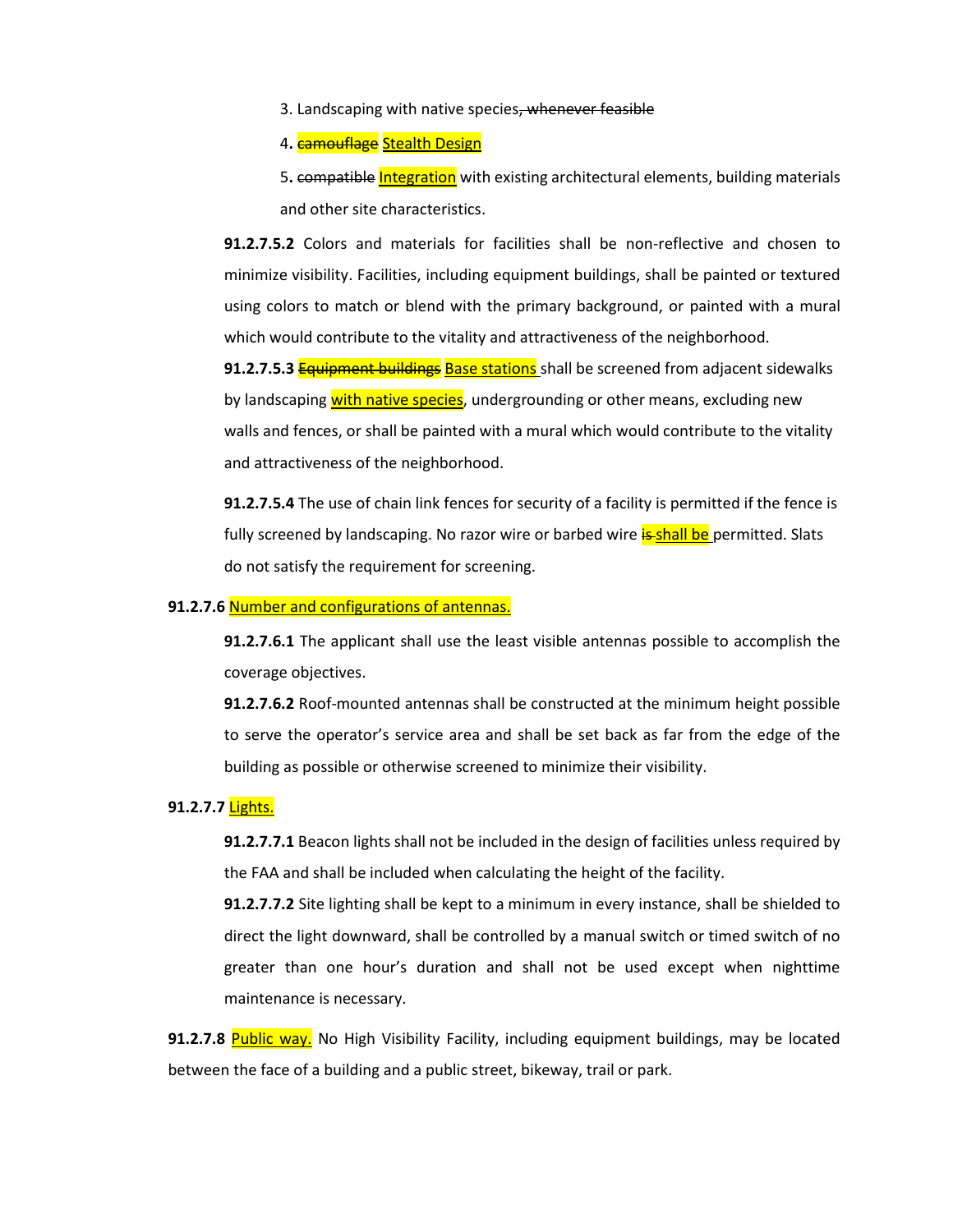3. Landscaping with native species~~, whenever feasible~~

4. ~~camouflage~~ Stealth Design

5. ~~compatible~~ Integration with existing architectural elements, building materials and other site characteristics.

**91.2.7.5.2** Colors and materials for facilities shall be non-reflective and chosen to minimize visibility. Facilities, including equipment buildings, shall be painted or textured using colors to match or blend with the primary background, or painted with a mural which would contribute to the vitality and attractiveness of the neighborhood.

**91.2.7.5.3** ~~Equipment buildings~~ Base stations shall be screened from adjacent sidewalks by landscaping with native species, undergrounding or other means, excluding new walls and fences, or shall be painted with a mural which would contribute to the vitality and attractiveness of the neighborhood.

**91.2.7.5.4** The use of chain link fences for security of a facility is permitted if the fence is fully screened by landscaping. No razor wire or barbed wire ~~is~~ shall be permitted. Slats do not satisfy the requirement for screening.

**91.2.7.6** Number and configurations of antennas.

**91.2.7.6.1** The applicant shall use the least visible antennas possible to accomplish the coverage objectives.

**91.2.7.6.2** Roof-mounted antennas shall be constructed at the minimum height possible to serve the operator's service area and shall be set back as far from the edge of the building as possible or otherwise screened to minimize their visibility.

**91.2.7.7** Lights.

**91.2.7.7.1** Beacon lights shall not be included in the design of facilities unless required by the FAA and shall be included when calculating the height of the facility.

**91.2.7.7.2** Site lighting shall be kept to a minimum in every instance, shall be shielded to direct the light downward, shall be controlled by a manual switch or timed switch of no greater than one hour's duration and shall not be used except when nighttime maintenance is necessary.

**91.2.7.8** Public way. No High Visibility Facility, including equipment buildings, may be located between the face of a building and a public street, bikeway, trail or park.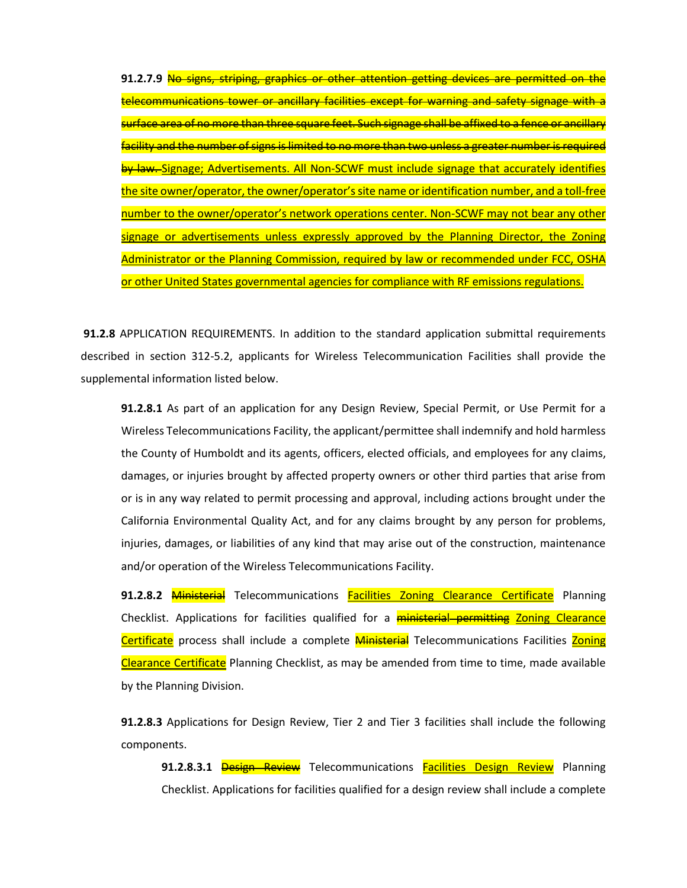**91.2.7.9** ~~No signs, striping, graphics or other attention getting devices are permitted on the telecommunications tower or ancillary facilities except for warning and safety signage with a surface area of no more than three square feet. Such signage shall be affixed to a fence or ancillary facility and the number of signs is limited to no more than two unless a greater number is required by law.~~ <u>Signage; Advertisements. All Non-SCWF must include signage that accurately identifies the site owner/operator, the owner/operator's site name or identification number, and a toll-free number to the owner/operator's network operations center. Non-SCWF may not bear any other signage or advertisements unless expressly approved by the Planning Director, the Zoning Administrator or the Planning Commission, required by law or recommended under FCC, OSHA or other United States governmental agencies for compliance with RF emissions regulations.</u>

**91.2.8** APPLICATION REQUIREMENTS. In addition to the standard application submittal requirements described in section 312-5.2, applicants for Wireless Telecommunication Facilities shall provide the supplemental information listed below.

**91.2.8.1** As part of an application for any Design Review, Special Permit, or Use Permit for a Wireless Telecommunications Facility, the applicant/permittee shall indemnify and hold harmless the County of Humboldt and its agents, officers, elected officials, and employees for any claims, damages, or injuries brought by affected property owners or other third parties that arise from or is in any way related to permit processing and approval, including actions brought under the California Environmental Quality Act, and for any claims brought by any person for problems, injuries, damages, or liabilities of any kind that may arise out of the construction, maintenance and/or operation of the Wireless Telecommunications Facility.

**91.2.8.2** ~~Ministerial~~ Telecommunications <u>Facilities Zoning Clearance Certificate</u> Planning Checklist. Applications for facilities qualified for a ~~ministerial permitting~~ <u>Zoning Clearance Certificate</u> process shall include a complete ~~Ministerial~~ Telecommunications Facilities <u>Zoning Clearance Certificate</u> Planning Checklist, as may be amended from time to time, made available by the Planning Division.

**91.2.8.3** Applications for Design Review, Tier 2 and Tier 3 facilities shall include the following components.

**91.2.8.3.1** ~~Design Review~~ Telecommunications <u>Facilities Design Review</u> Planning Checklist. Applications for facilities qualified for a design review shall include a complete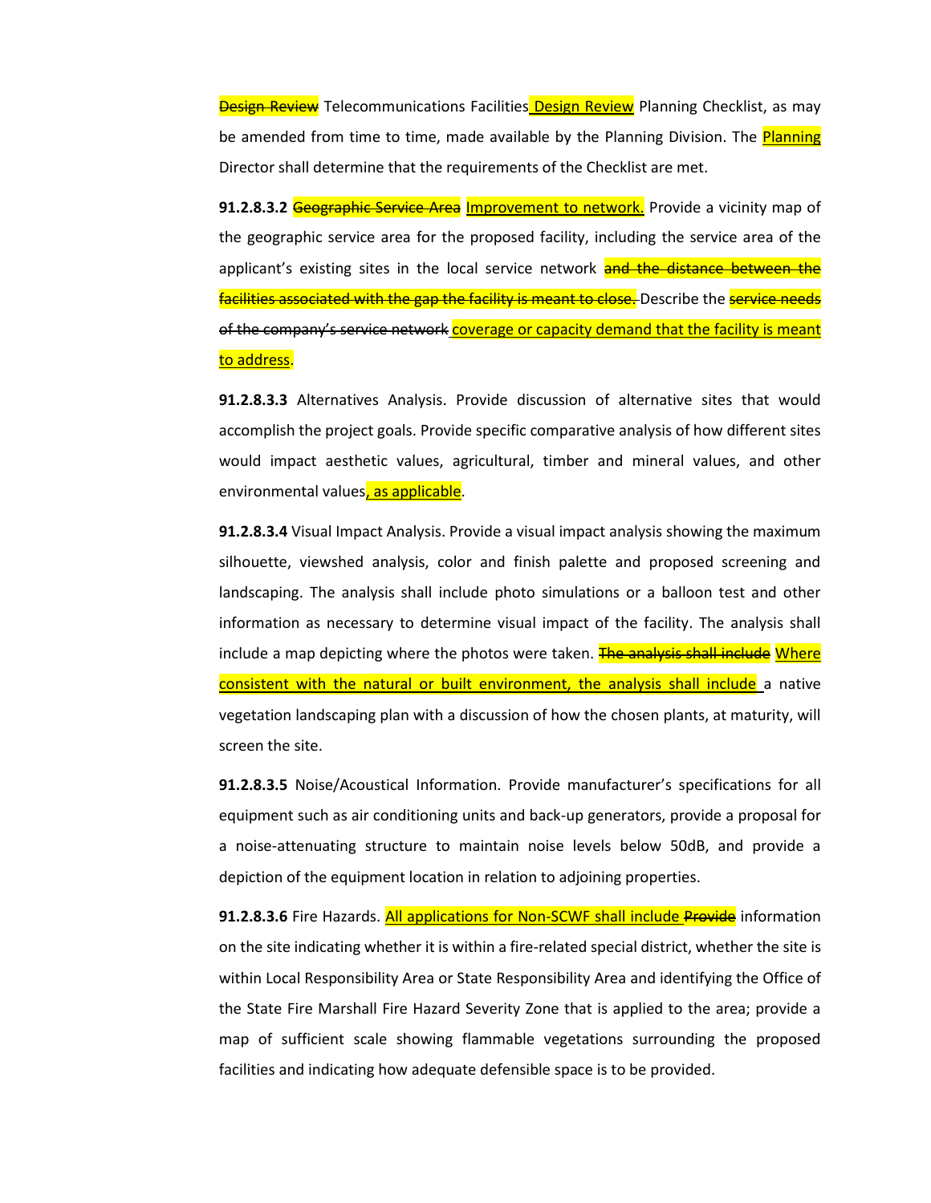~~Design Review~~ Telecommunications Facilities Design Review Planning Checklist, as may be amended from time to time, made available by the Planning Division. The Planning Director shall determine that the requirements of the Checklist are met.

**91.2.8.3.2** ~~Geographic Service Area~~ Improvement to network. Provide a vicinity map of the geographic service area for the proposed facility, including the service area of the applicant's existing sites in the local service network ~~and the distance between the facilities associated with the gap the facility is meant to close.~~ Describe the ~~service needs of the company's service network~~ coverage or capacity demand that the facility is meant to address.

**91.2.8.3.3** Alternatives Analysis. Provide discussion of alternative sites that would accomplish the project goals. Provide specific comparative analysis of how different sites would impact aesthetic values, agricultural, timber and mineral values, and other environmental values, as applicable.

**91.2.8.3.4** Visual Impact Analysis. Provide a visual impact analysis showing the maximum silhouette, viewshed analysis, color and finish palette and proposed screening and landscaping. The analysis shall include photo simulations or a balloon test and other information as necessary to determine visual impact of the facility. The analysis shall include a map depicting where the photos were taken. ~~The analysis shall include~~ Where consistent with the natural or built environment, the analysis shall include a native vegetation landscaping plan with a discussion of how the chosen plants, at maturity, will screen the site.

**91.2.8.3.5** Noise/Acoustical Information. Provide manufacturer's specifications for all equipment such as air conditioning units and back-up generators, provide a proposal for a noise-attenuating structure to maintain noise levels below 50dB, and provide a depiction of the equipment location in relation to adjoining properties.

**91.2.8.3.6** Fire Hazards. All applications for Non-SCWF shall include ~~Provide~~ information on the site indicating whether it is within a fire-related special district, whether the site is within Local Responsibility Area or State Responsibility Area and identifying the Office of the State Fire Marshall Fire Hazard Severity Zone that is applied to the area; provide a map of sufficient scale showing flammable vegetations surrounding the proposed facilities and indicating how adequate defensible space is to be provided.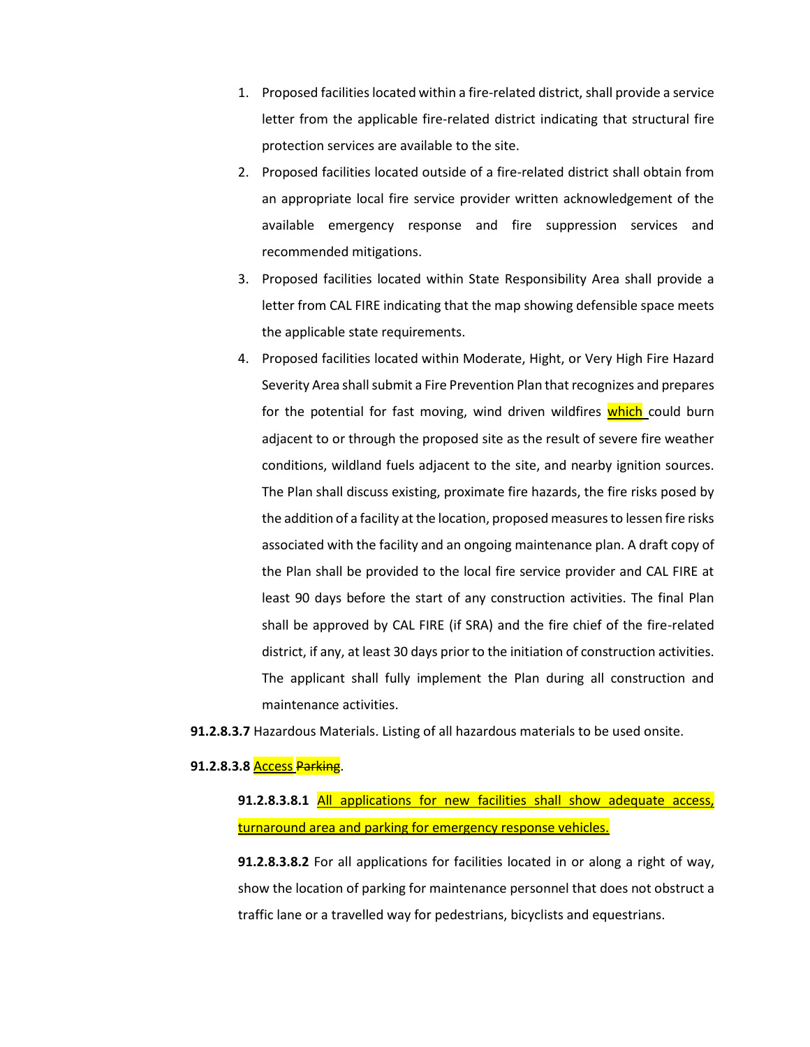1. Proposed facilities located within a fire-related district, shall provide a service letter from the applicable fire-related district indicating that structural fire protection services are available to the site.
2. Proposed facilities located outside of a fire-related district shall obtain from an appropriate local fire service provider written acknowledgement of the available emergency response and fire suppression services and recommended mitigations.
3. Proposed facilities located within State Responsibility Area shall provide a letter from CAL FIRE indicating that the map showing defensible space meets the applicable state requirements.
4. Proposed facilities located within Moderate, Hight, or Very High Fire Hazard Severity Area shall submit a Fire Prevention Plan that recognizes and prepares for the potential for fast moving, wind driven wildfires which could burn adjacent to or through the proposed site as the result of severe fire weather conditions, wildland fuels adjacent to the site, and nearby ignition sources. The Plan shall discuss existing, proximate fire hazards, the fire risks posed by the addition of a facility at the location, proposed measures to lessen fire risks associated with the facility and an ongoing maintenance plan. A draft copy of the Plan shall be provided to the local fire service provider and CAL FIRE at least 90 days before the start of any construction activities. The final Plan shall be approved by CAL FIRE (if SRA) and the fire chief of the fire-related district, if any, at least 30 days prior to the initiation of construction activities. The applicant shall fully implement the Plan during all construction and maintenance activities.

**91.2.8.3.7** Hazardous Materials. Listing of all hazardous materials to be used onsite.

**91.2.8.3.8** Access ~~Parking~~.

**91.2.8.3.8.1** All applications for new facilities shall show adequate access, turnaround area and parking for emergency response vehicles.

**91.2.8.3.8.2** For all applications for facilities located in or along a right of way, show the location of parking for maintenance personnel that does not obstruct a traffic lane or a travelled way for pedestrians, bicyclists and equestrians.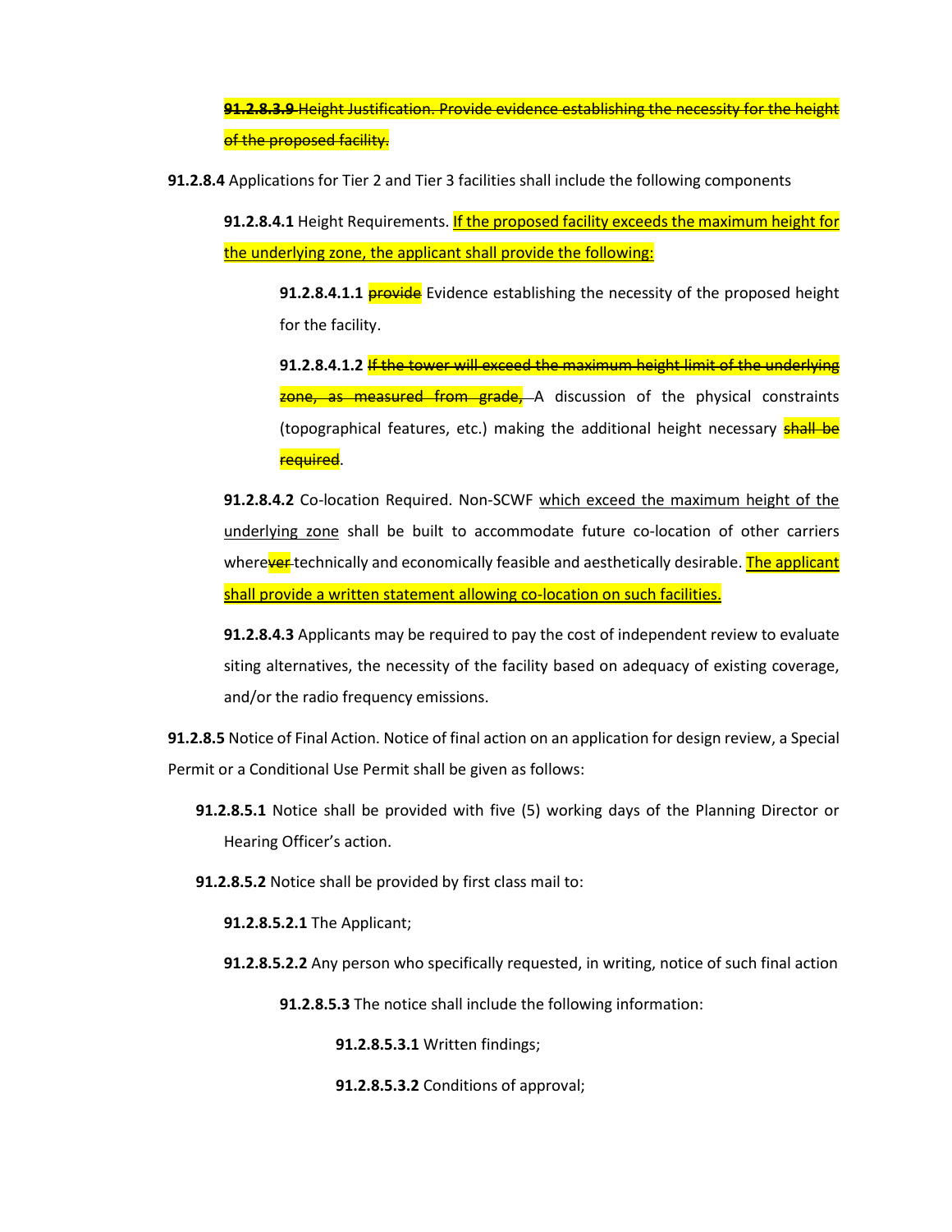**~~91.2.8.3.9~~** ~~Height Justification. Provide evidence establishing the necessity for the height of the proposed facility.~~

**91.2.8.4** Applications for Tier 2 and Tier 3 facilities shall include the following components

**91.2.8.4.1** Height Requirements. <u>If the proposed facility exceeds the maximum height for the underlying zone, the applicant shall provide the following:</u>

**91.2.8.4.1.1** ~~provide~~ Evidence establishing the necessity of the proposed height for the facility.

**91.2.8.4.1.2** ~~If the tower will exceed the maximum height limit of the underlying zone, as measured from grade,~~ A discussion of the physical constraints (topographical features, etc.) making the additional height necessary ~~shall be required~~.

**91.2.8.4.2** Co-location Required. Non-SCWF <u>which exceed the maximum height of the underlying zone</u> shall be built to accommodate future co-location of other carriers where~~ver~~ technically and economically feasible and aesthetically desirable. <u>The applicant shall provide a written statement allowing co-location on such facilities.</u>

**91.2.8.4.3** Applicants may be required to pay the cost of independent review to evaluate siting alternatives, the necessity of the facility based on adequacy of existing coverage, and/or the radio frequency emissions.

**91.2.8.5** Notice of Final Action. Notice of final action on an application for design review, a Special Permit or a Conditional Use Permit shall be given as follows:

**91.2.8.5.1** Notice shall be provided with five (5) working days of the Planning Director or Hearing Officer's action.

**91.2.8.5.2** Notice shall be provided by first class mail to:

**91.2.8.5.2.1** The Applicant;

**91.2.8.5.2.2** Any person who specifically requested, in writing, notice of such final action

**91.2.8.5.3** The notice shall include the following information:

**91.2.8.5.3.1** Written findings;

**91.2.8.5.3.2** Conditions of approval;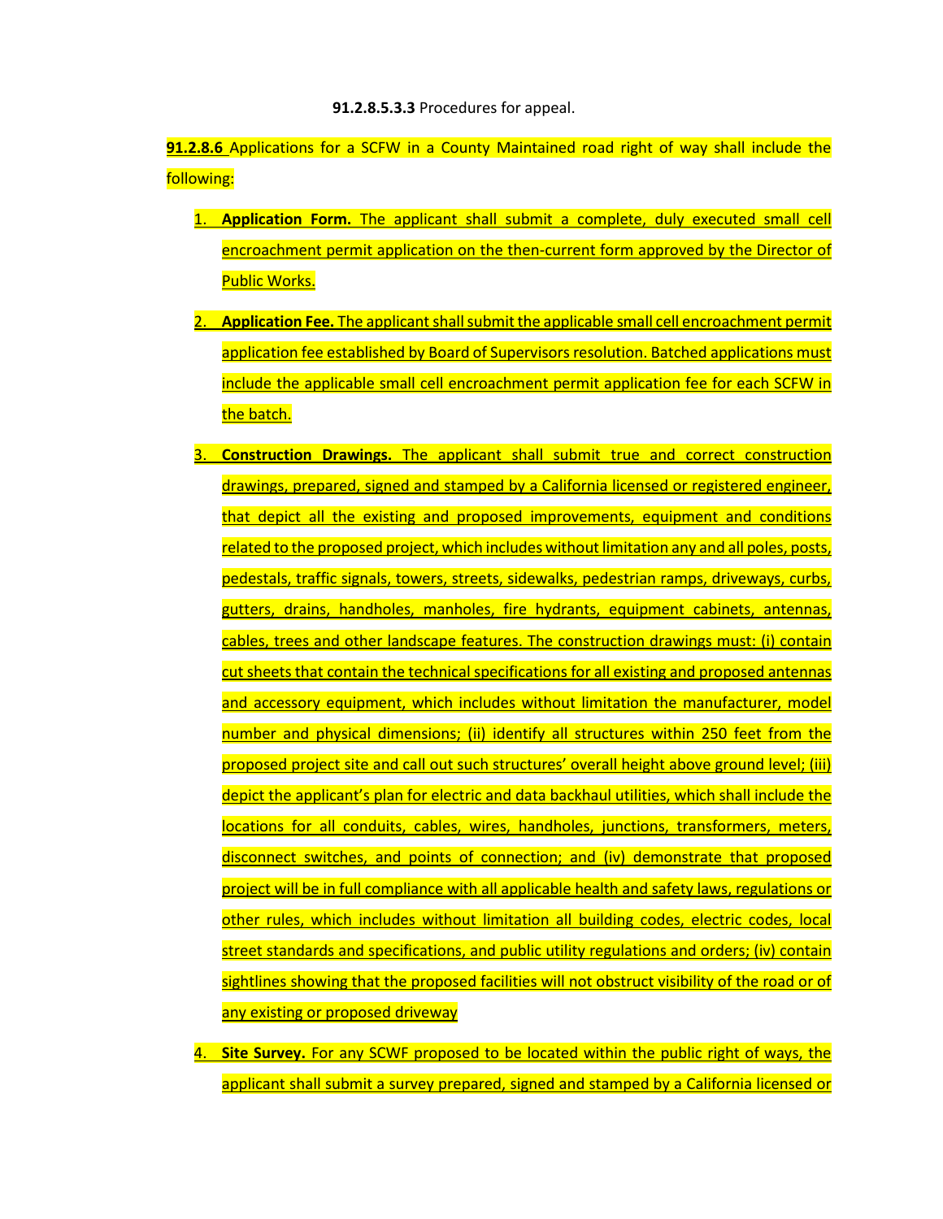**91.2.8.5.3.3** Procedures for appeal.

**91.2.8.6** Applications for a SCFW in a County Maintained road right of way shall include the following:

1. **Application Form.** The applicant shall submit a complete, duly executed small cell encroachment permit application on the then-current form approved by the Director of Public Works.
2. **Application Fee.** The applicant shall submit the applicable small cell encroachment permit application fee established by Board of Supervisors resolution. Batched applications must include the applicable small cell encroachment permit application fee for each SCFW in the batch.
3. **Construction Drawings.** The applicant shall submit true and correct construction drawings, prepared, signed and stamped by a California licensed or registered engineer, that depict all the existing and proposed improvements, equipment and conditions related to the proposed project, which includes without limitation any and all poles, posts, pedestals, traffic signals, towers, streets, sidewalks, pedestrian ramps, driveways, curbs, gutters, drains, handholes, manholes, fire hydrants, equipment cabinets, antennas, cables, trees and other landscape features. The construction drawings must: (i) contain cut sheets that contain the technical specifications for all existing and proposed antennas and accessory equipment, which includes without limitation the manufacturer, model number and physical dimensions; (ii) identify all structures within 250 feet from the proposed project site and call out such structures' overall height above ground level; (iii) depict the applicant's plan for electric and data backhaul utilities, which shall include the locations for all conduits, cables, wires, handholes, junctions, transformers, meters, disconnect switches, and points of connection; and (iv) demonstrate that proposed project will be in full compliance with all applicable health and safety laws, regulations or other rules, which includes without limitation all building codes, electric codes, local street standards and specifications, and public utility regulations and orders; (iv) contain sightlines showing that the proposed facilities will not obstruct visibility of the road or of any existing or proposed driveway
4. **Site Survey.** For any SCWF proposed to be located within the public right of ways, the applicant shall submit a survey prepared, signed and stamped by a California licensed or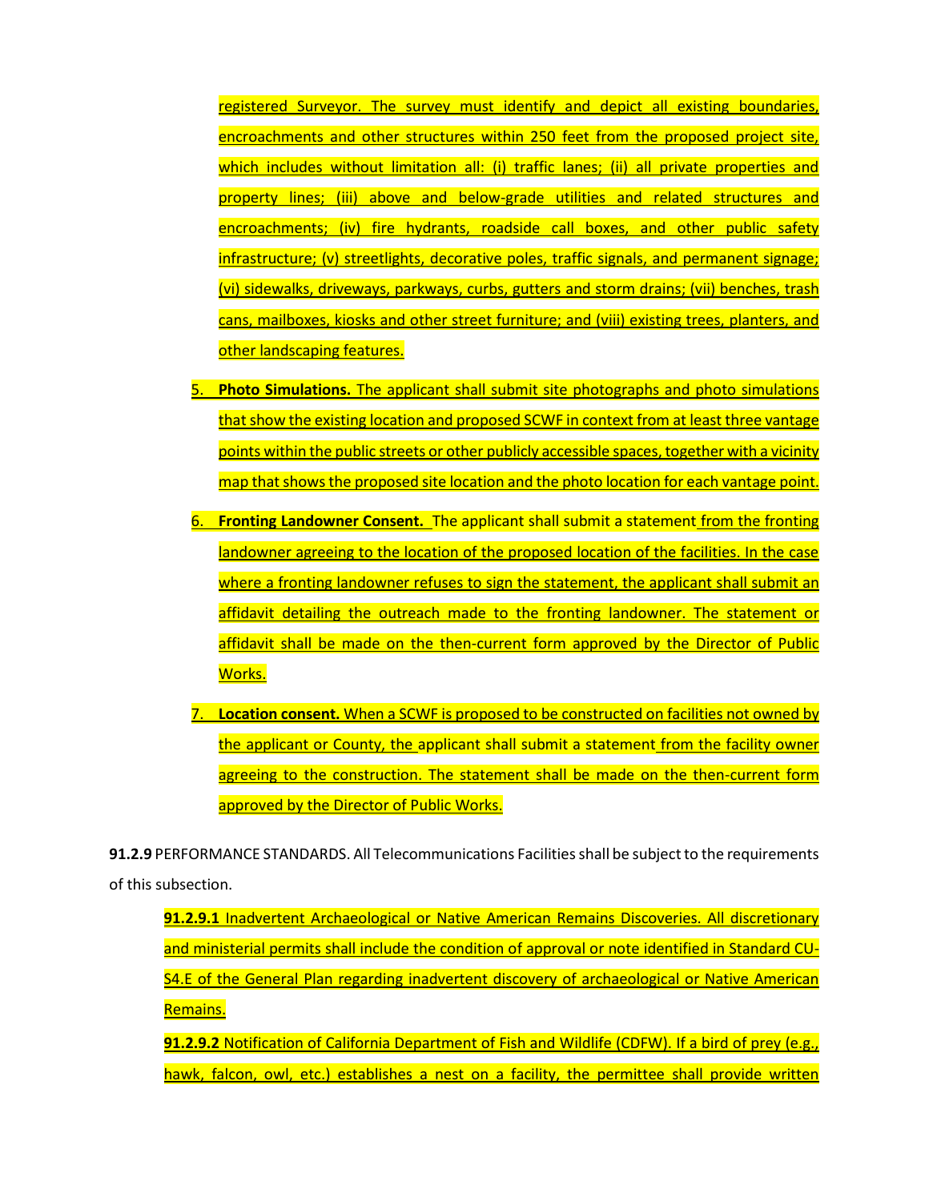registered Surveyor. The survey must identify and depict all existing boundaries, encroachments and other structures within 250 feet from the proposed project site, which includes without limitation all: (i) traffic lanes; (ii) all private properties and property lines; (iii) above and below-grade utilities and related structures and encroachments; (iv) fire hydrants, roadside call boxes, and other public safety infrastructure; (v) streetlights, decorative poles, traffic signals, and permanent signage; (vi) sidewalks, driveways, parkways, curbs, gutters and storm drains; (vii) benches, trash cans, mailboxes, kiosks and other street furniture; and (viii) existing trees, planters, and other landscaping features.

5. **Photo Simulations.** The applicant shall submit site photographs and photo simulations that show the existing location and proposed SCWF in context from at least three vantage points within the public streets or other publicly accessible spaces, together with a vicinity map that shows the proposed site location and the photo location for each vantage point.

6. **Fronting Landowner Consent.** The applicant shall submit a statement from the fronting landowner agreeing to the location of the proposed location of the facilities. In the case where a fronting landowner refuses to sign the statement, the applicant shall submit an affidavit detailing the outreach made to the fronting landowner. The statement or affidavit shall be made on the then-current form approved by the Director of Public Works.

7. **Location consent.** When a SCWF is proposed to be constructed on facilities not owned by the applicant or County, the applicant shall submit a statement from the facility owner agreeing to the construction. The statement shall be made on the then-current form approved by the Director of Public Works.

**91.2.9** PERFORMANCE STANDARDS. All Telecommunications Facilities shall be subject to the requirements of this subsection.

**91.2.9.1** Inadvertent Archaeological or Native American Remains Discoveries. All discretionary and ministerial permits shall include the condition of approval or note identified in Standard CU-S4.E of the General Plan regarding inadvertent discovery of archaeological or Native American Remains.

**91.2.9.2** Notification of California Department of Fish and Wildlife (CDFW). If a bird of prey (e.g., hawk, falcon, owl, etc.) establishes a nest on a facility, the permittee shall provide written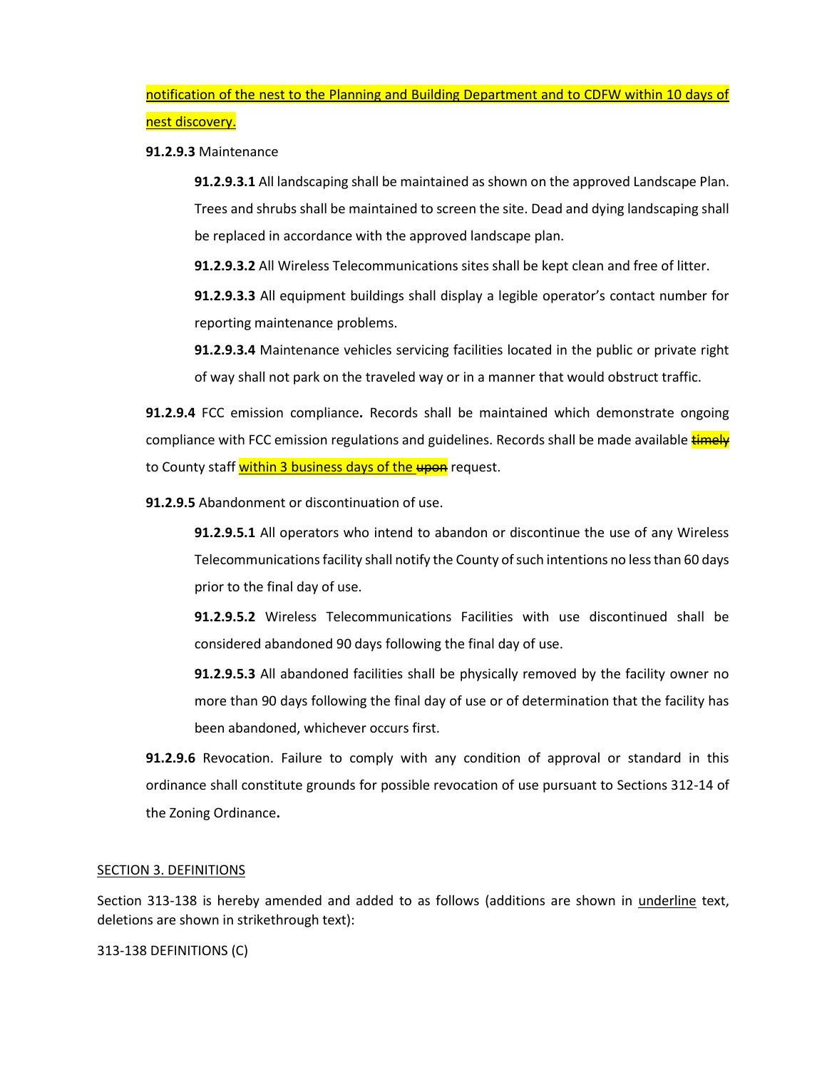<u>notification of the nest to the Planning and Building Department and to CDFW within 10 days of nest discovery.</u>

**91.2.9.3** Maintenance

**91.2.9.3.1** All landscaping shall be maintained as shown on the approved Landscape Plan. Trees and shrubs shall be maintained to screen the site. Dead and dying landscaping shall be replaced in accordance with the approved landscape plan.

**91.2.9.3.2** All Wireless Telecommunications sites shall be kept clean and free of litter.

**91.2.9.3.3** All equipment buildings shall display a legible operator's contact number for reporting maintenance problems.

**91.2.9.3.4** Maintenance vehicles servicing facilities located in the public or private right of way shall not park on the traveled way or in a manner that would obstruct traffic.

**91.2.9.4** FCC emission compliance**.** Records shall be maintained which demonstrate ongoing compliance with FCC emission regulations and guidelines. Records shall be made available ~~timely~~ to County staff <u>within 3 business days of the</u> ~~upon~~ request.

**91.2.9.5** Abandonment or discontinuation of use.

**91.2.9.5.1** All operators who intend to abandon or discontinue the use of any Wireless Telecommunications facility shall notify the County of such intentions no less than 60 days prior to the final day of use.

**91.2.9.5.2** Wireless Telecommunications Facilities with use discontinued shall be considered abandoned 90 days following the final day of use.

**91.2.9.5.3** All abandoned facilities shall be physically removed by the facility owner no more than 90 days following the final day of use or of determination that the facility has been abandoned, whichever occurs first.

**91.2.9.6** Revocation. Failure to comply with any condition of approval or standard in this ordinance shall constitute grounds for possible revocation of use pursuant to Sections 312-14 of the Zoning Ordinance**.**

<u>SECTION 3. DEFINITIONS</u>

Section 313-138 is hereby amended and added to as follows (additions are shown in <u>underline</u> text, deletions are shown in strikethrough text):

313-138 DEFINITIONS (C)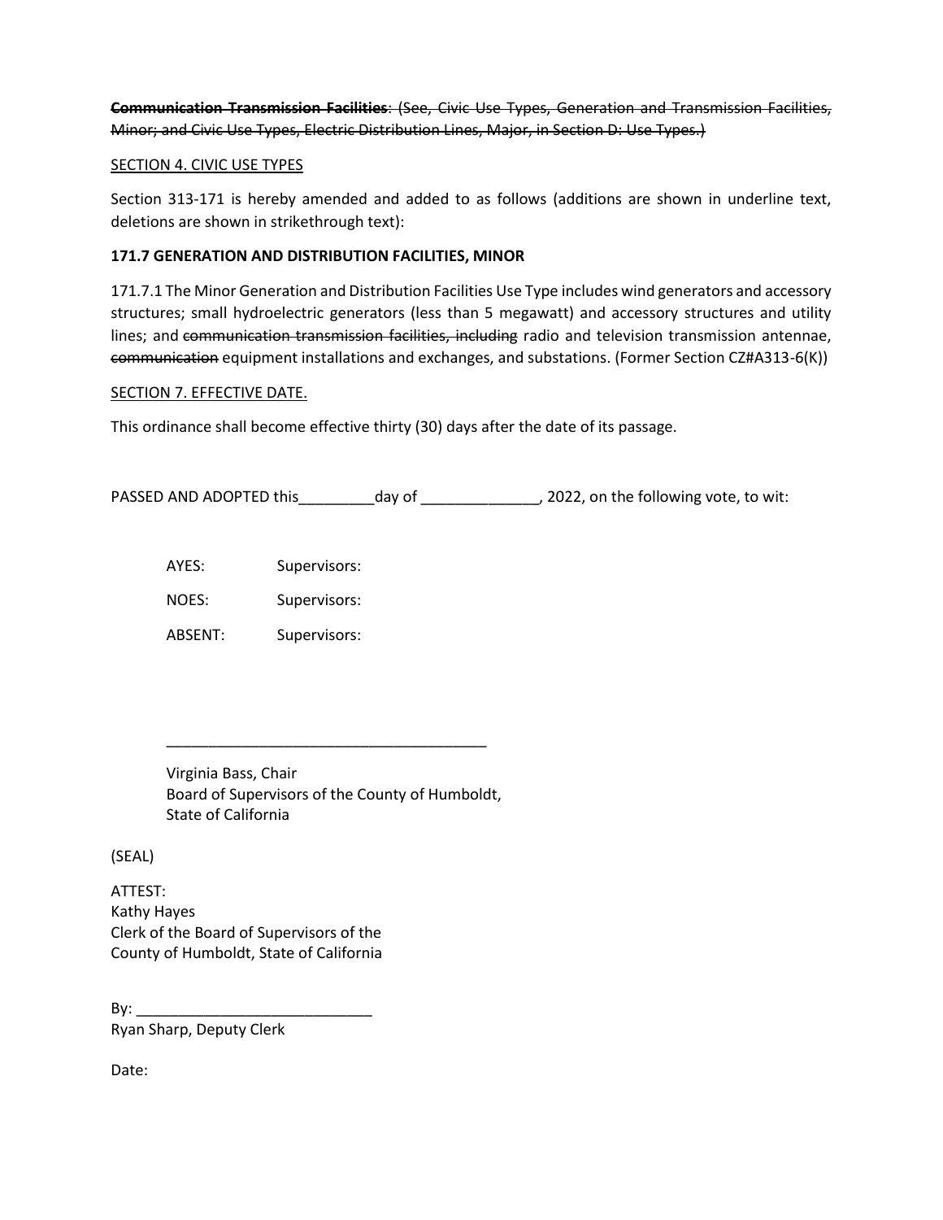~~**Communication Transmission Facilities**: (See, Civic Use Types, Generation and Transmission Facilities, Minor; and Civic Use Types, Electric Distribution Lines, Major, in Section D: Use Types.)~~

<u>SECTION 4. CIVIC USE TYPES</u>

Section 313-171 is hereby amended and added to as follows (additions are shown in underline text, deletions are shown in strikethrough text):

**171.7 GENERATION AND DISTRIBUTION FACILITIES, MINOR**

171.7.1 The Minor Generation and Distribution Facilities Use Type includes wind generators and accessory structures; small hydroelectric generators (less than 5 megawatt) and accessory structures and utility lines; and ~~communication transmission facilities, including~~ radio and television transmission antennae, ~~communication~~ equipment installations and exchanges, and substations. (Former Section CZ#A313-6(K))

<u>SECTION 7. EFFECTIVE DATE.</u>

This ordinance shall become effective thirty (30) days after the date of its passage.

PASSED AND ADOPTED this_________day of ______________, 2022, on the following vote, to wit:

AYES: Supervisors:

NOES: Supervisors:

ABSENT: Supervisors:

_______________________________________

Virginia Bass, Chair
Board of Supervisors of the County of Humboldt,
State of California

(SEAL)

ATTEST:
Kathy Hayes
Clerk of the Board of Supervisors of the
County of Humboldt, State of California

By: _____________________________
Ryan Sharp, Deputy Clerk

Date: